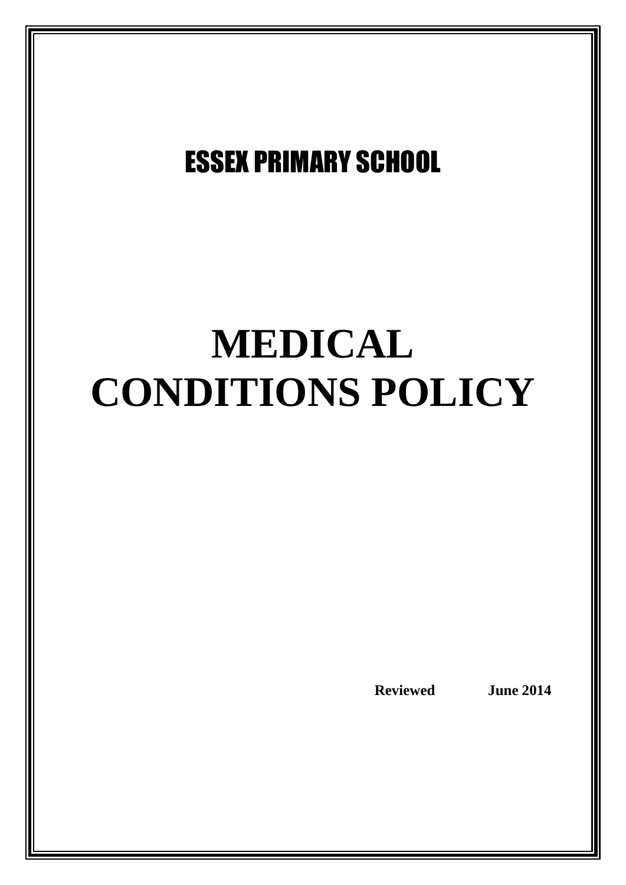ESSEX PRIMARY SCHOOL

# MEDICAL CONDITIONS POLICY

**Reviewed June 2014**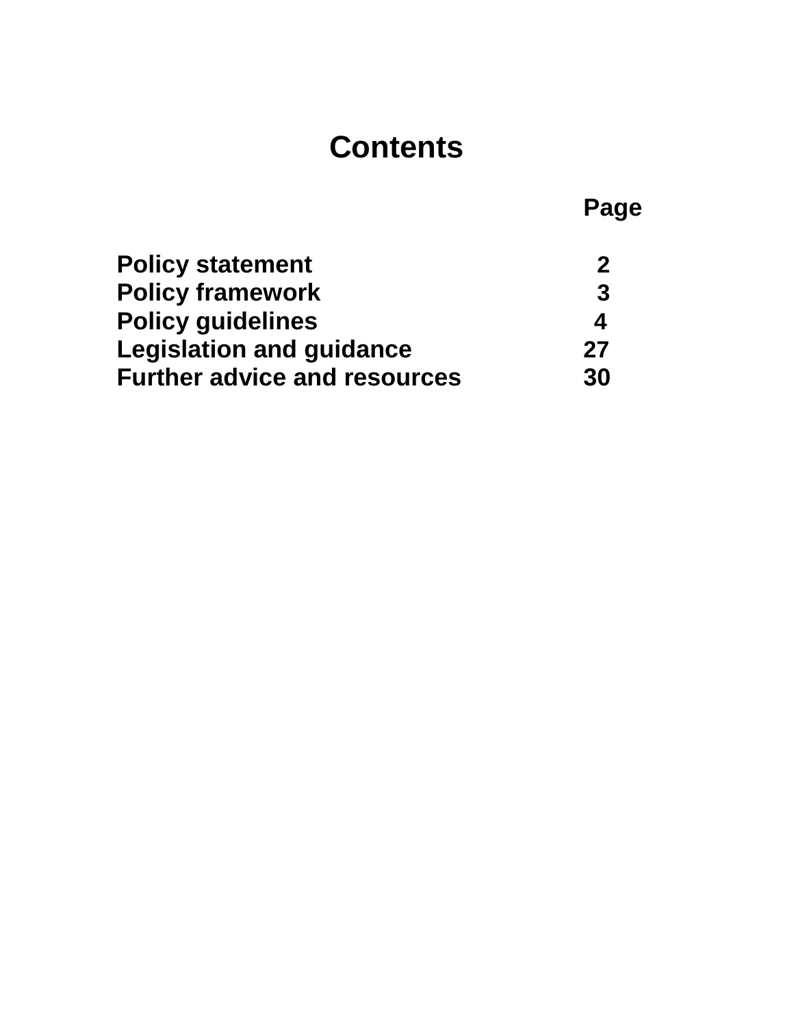# Contents

| | Page |
|---|---|
| **Policy statement** | **2** |
| **Policy framework** | **3** |
| **Policy guidelines** | **4** |
| **Legislation and guidance** | **27** |
| **Further advice and resources** | **30** |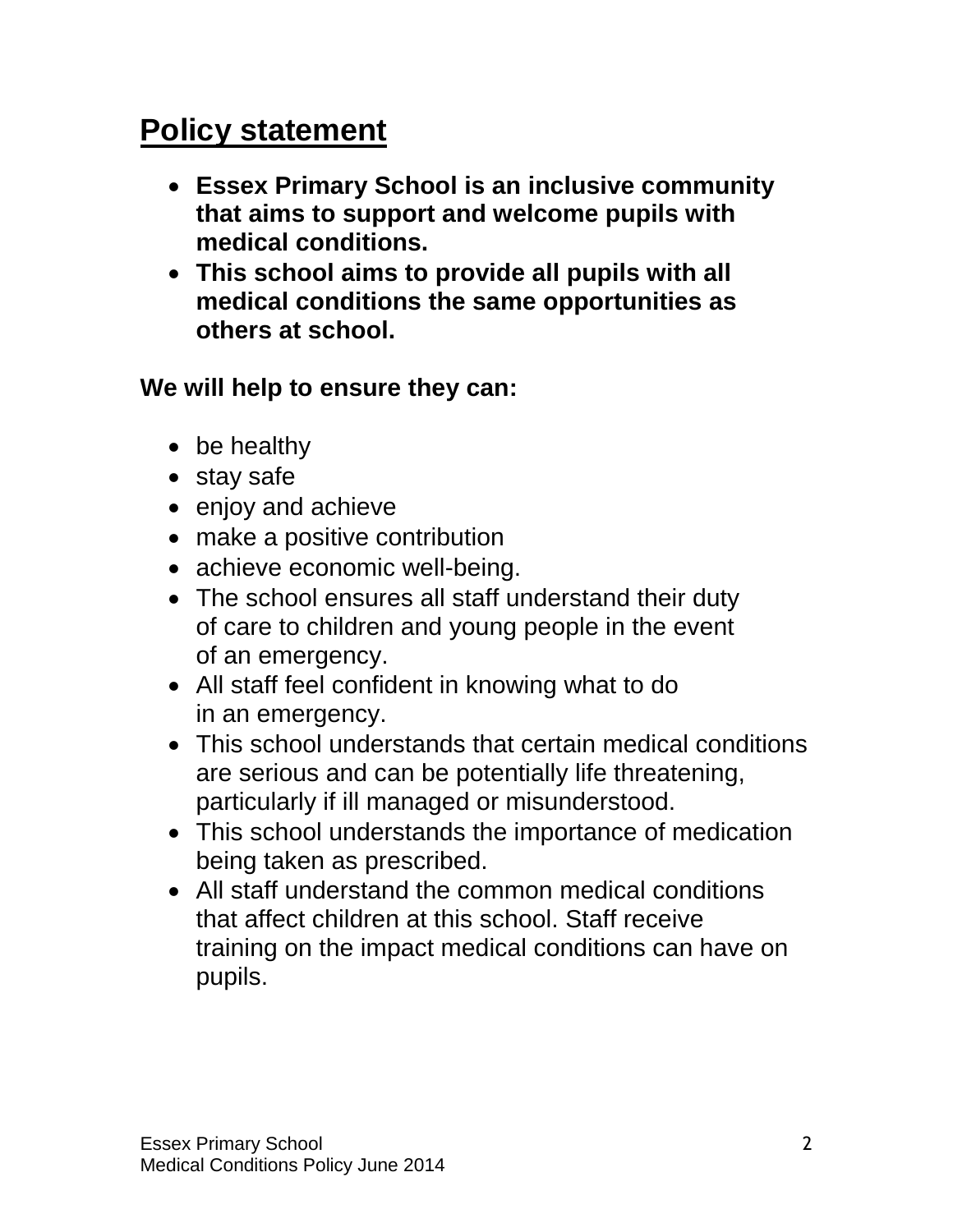# Policy statement

- **Essex Primary School is an inclusive community that aims to support and welcome pupils with medical conditions.**
- **This school aims to provide all pupils with all medical conditions the same opportunities as others at school.**

**We will help to ensure they can:**

- be healthy
- stay safe
- enjoy and achieve
- make a positive contribution
- achieve economic well-being.
- The school ensures all staff understand their duty of care to children and young people in the event of an emergency.
- All staff feel confident in knowing what to do in an emergency.
- This school understands that certain medical conditions are serious and can be potentially life threatening, particularly if ill managed or misunderstood.
- This school understands the importance of medication being taken as prescribed.
- All staff understand the common medical conditions that affect children at this school. Staff receive training on the impact medical conditions can have on pupils.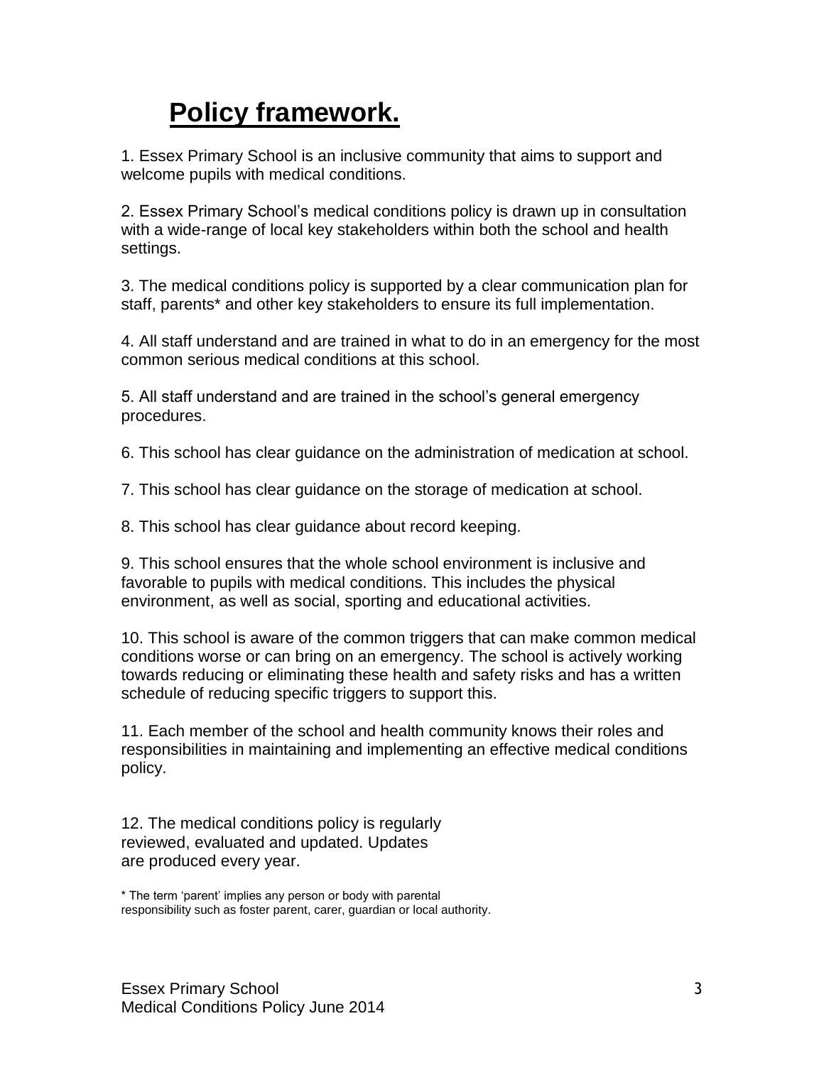# Policy framework.

1. Essex Primary School is an inclusive community that aims to support and welcome pupils with medical conditions.

2. Essex Primary School's medical conditions policy is drawn up in consultation with a wide-range of local key stakeholders within both the school and health settings.

3. The medical conditions policy is supported by a clear communication plan for staff, parents* and other key stakeholders to ensure its full implementation.

4. All staff understand and are trained in what to do in an emergency for the most common serious medical conditions at this school.

5. All staff understand and are trained in the school's general emergency procedures.

6. This school has clear guidance on the administration of medication at school.

7. This school has clear guidance on the storage of medication at school.

8. This school has clear guidance about record keeping.

9. This school ensures that the whole school environment is inclusive and favorable to pupils with medical conditions. This includes the physical environment, as well as social, sporting and educational activities.

10. This school is aware of the common triggers that can make common medical conditions worse or can bring on an emergency. The school is actively working towards reducing or eliminating these health and safety risks and has a written schedule of reducing specific triggers to support this.

11. Each member of the school and health community knows their roles and responsibilities in maintaining and implementing an effective medical conditions policy.

12. The medical conditions policy is regularly reviewed, evaluated and updated. Updates are produced every year.

* The term 'parent' implies any person or body with parental responsibility such as foster parent, carer, guardian or local authority.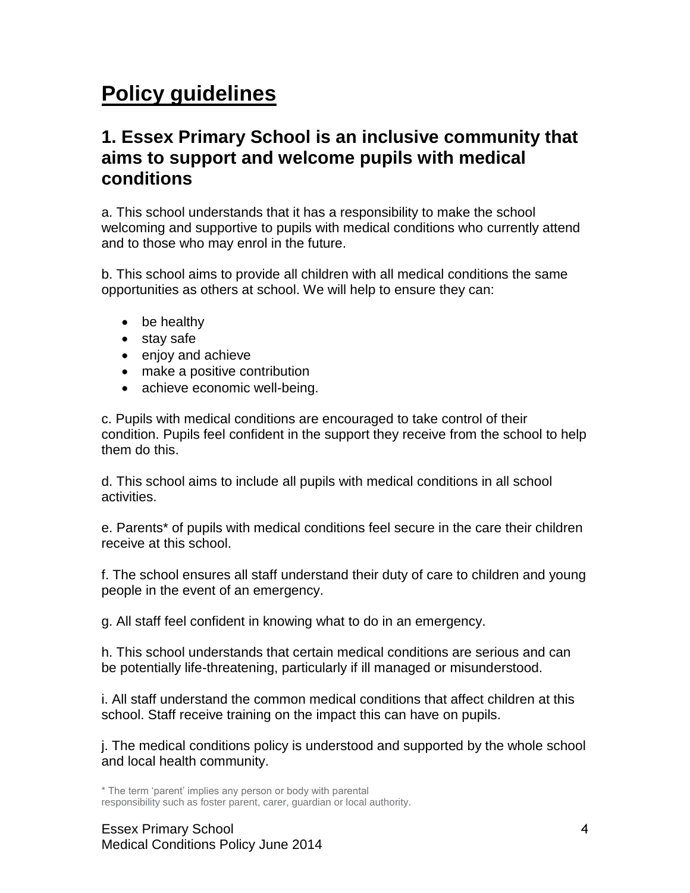# Policy guidelines

## 1. Essex Primary School is an inclusive community that aims to support and welcome pupils with medical conditions

a. This school understands that it has a responsibility to make the school welcoming and supportive to pupils with medical conditions who currently attend and to those who may enrol in the future.

b. This school aims to provide all children with all medical conditions the same opportunities as others at school. We will help to ensure they can:

- be healthy
- stay safe
- enjoy and achieve
- make a positive contribution
- achieve economic well-being.

c. Pupils with medical conditions are encouraged to take control of their condition. Pupils feel confident in the support they receive from the school to help them do this.

d. This school aims to include all pupils with medical conditions in all school activities.

e. Parents* of pupils with medical conditions feel secure in the care their children receive at this school.

f. The school ensures all staff understand their duty of care to children and young people in the event of an emergency.

g. All staff feel confident in knowing what to do in an emergency.

h. This school understands that certain medical conditions are serious and can be potentially life-threatening, particularly if ill managed or misunderstood.

i. All staff understand the common medical conditions that affect children at this school. Staff receive training on the impact this can have on pupils.

j. The medical conditions policy is understood and supported by the whole school and local health community.

* The term 'parent' implies any person or body with parental responsibility such as foster parent, carer, guardian or local authority.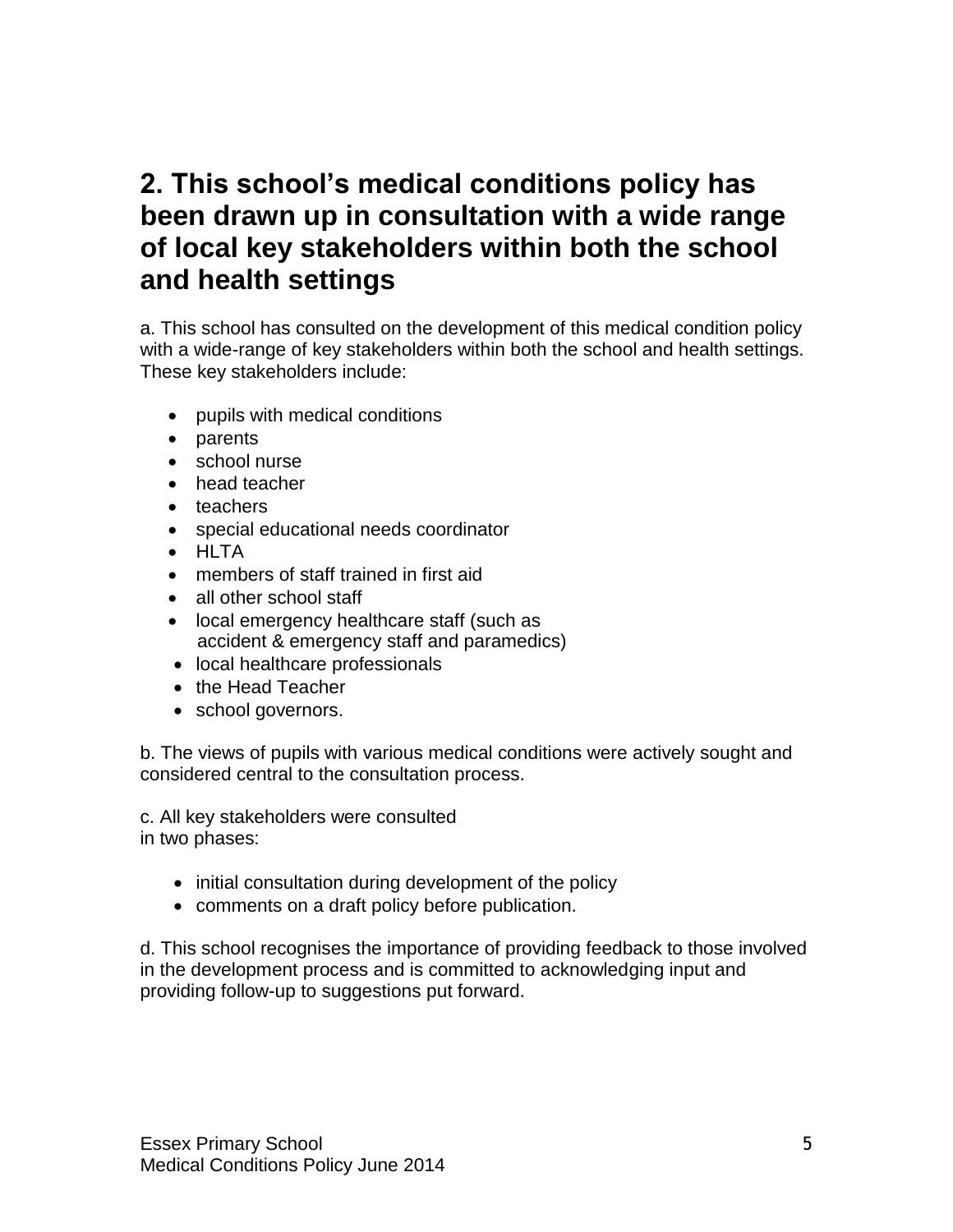## 2. This school's medical conditions policy has been drawn up in consultation with a wide range of local key stakeholders within both the school and health settings

a. This school has consulted on the development of this medical condition policy with a wide-range of key stakeholders within both the school and health settings. These key stakeholders include:

- pupils with medical conditions
- parents
- school nurse
- head teacher
- teachers
- special educational needs coordinator
- HLTA
- members of staff trained in first aid
- all other school staff
- local emergency healthcare staff (such as accident & emergency staff and paramedics)
- local healthcare professionals
- the Head Teacher
- school governors.

b. The views of pupils with various medical conditions were actively sought and considered central to the consultation process.

c. All key stakeholders were consulted in two phases:

- initial consultation during development of the policy
- comments on a draft policy before publication.

d. This school recognises the importance of providing feedback to those involved in the development process and is committed to acknowledging input and providing follow-up to suggestions put forward.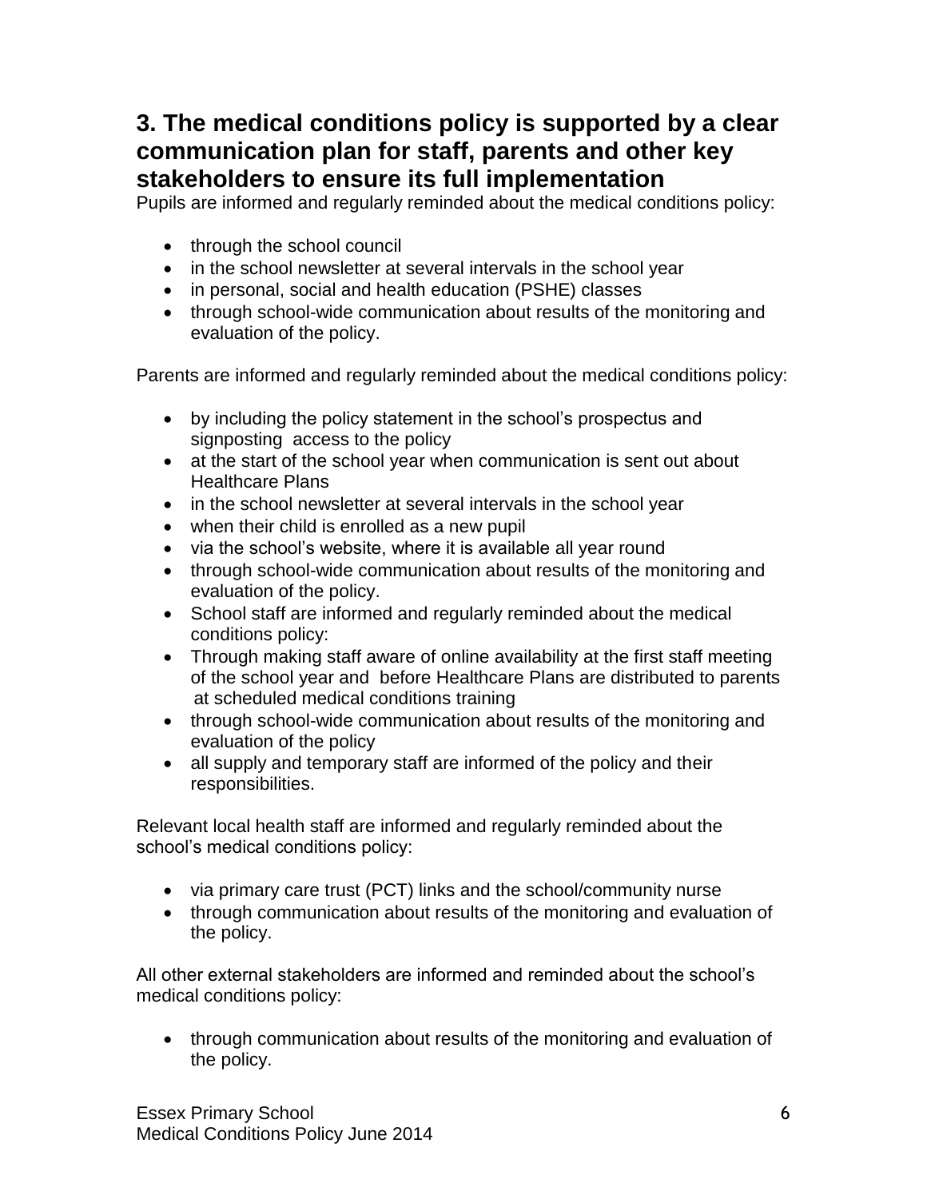## 3. The medical conditions policy is supported by a clear communication plan for staff, parents and other key stakeholders to ensure its full implementation

Pupils are informed and regularly reminded about the medical conditions policy:

- through the school council
- in the school newsletter at several intervals in the school year
- in personal, social and health education (PSHE) classes
- through school-wide communication about results of the monitoring and evaluation of the policy.

Parents are informed and regularly reminded about the medical conditions policy:

- by including the policy statement in the school's prospectus and signposting access to the policy
- at the start of the school year when communication is sent out about Healthcare Plans
- in the school newsletter at several intervals in the school year
- when their child is enrolled as a new pupil
- via the school's website, where it is available all year round
- through school-wide communication about results of the monitoring and evaluation of the policy.
- School staff are informed and regularly reminded about the medical conditions policy:
- Through making staff aware of online availability at the first staff meeting of the school year and before Healthcare Plans are distributed to parents at scheduled medical conditions training
- through school-wide communication about results of the monitoring and evaluation of the policy
- all supply and temporary staff are informed of the policy and their responsibilities.

Relevant local health staff are informed and regularly reminded about the school's medical conditions policy:

- via primary care trust (PCT) links and the school/community nurse
- through communication about results of the monitoring and evaluation of the policy.

All other external stakeholders are informed and reminded about the school's medical conditions policy:

- through communication about results of the monitoring and evaluation of the policy.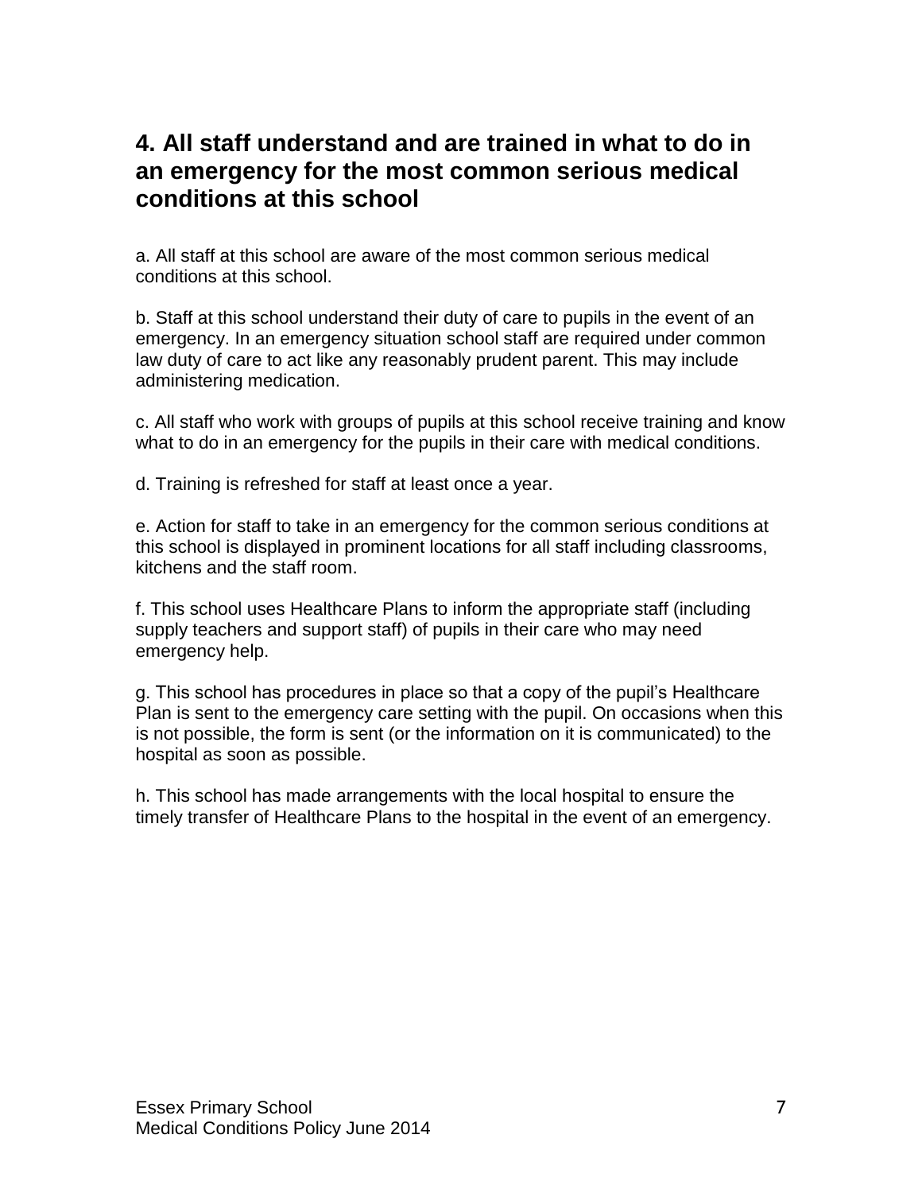## 4. All staff understand and are trained in what to do in an emergency for the most common serious medical conditions at this school

a. All staff at this school are aware of the most common serious medical conditions at this school.

b. Staff at this school understand their duty of care to pupils in the event of an emergency. In an emergency situation school staff are required under common law duty of care to act like any reasonably prudent parent. This may include administering medication.

c. All staff who work with groups of pupils at this school receive training and know what to do in an emergency for the pupils in their care with medical conditions.

d. Training is refreshed for staff at least once a year.

e. Action for staff to take in an emergency for the common serious conditions at this school is displayed in prominent locations for all staff including classrooms, kitchens and the staff room.

f. This school uses Healthcare Plans to inform the appropriate staff (including supply teachers and support staff) of pupils in their care who may need emergency help.

g. This school has procedures in place so that a copy of the pupil's Healthcare Plan is sent to the emergency care setting with the pupil. On occasions when this is not possible, the form is sent (or the information on it is communicated) to the hospital as soon as possible.

h. This school has made arrangements with the local hospital to ensure the timely transfer of Healthcare Plans to the hospital in the event of an emergency.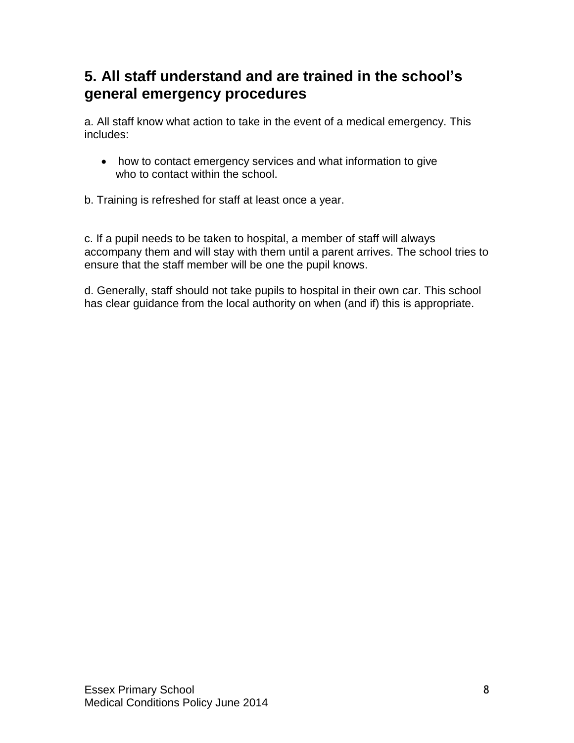## 5. All staff understand and are trained in the school's general emergency procedures

a. All staff know what action to take in the event of a medical emergency. This includes:

- how to contact emergency services and what information to give who to contact within the school.

b. Training is refreshed for staff at least once a year.

c. If a pupil needs to be taken to hospital, a member of staff will always accompany them and will stay with them until a parent arrives. The school tries to ensure that the staff member will be one the pupil knows.

d. Generally, staff should not take pupils to hospital in their own car. This school has clear guidance from the local authority on when (and if) this is appropriate.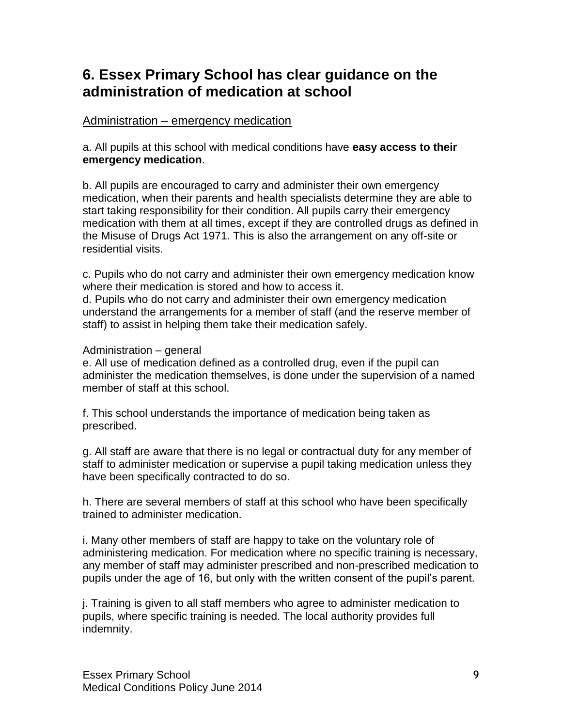## 6. Essex Primary School has clear guidance on the administration of medication at school

<u>Administration – emergency medication</u>

a. All pupils at this school with medical conditions have **easy access to their emergency medication**.

b. All pupils are encouraged to carry and administer their own emergency medication, when their parents and health specialists determine they are able to start taking responsibility for their condition. All pupils carry their emergency medication with them at all times, except if they are controlled drugs as defined in the Misuse of Drugs Act 1971. This is also the arrangement on any off-site or residential visits.

c. Pupils who do not carry and administer their own emergency medication know where their medication is stored and how to access it.

d. Pupils who do not carry and administer their own emergency medication understand the arrangements for a member of staff (and the reserve member of staff) to assist in helping them take their medication safely.

Administration – general

e. All use of medication defined as a controlled drug, even if the pupil can administer the medication themselves, is done under the supervision of a named member of staff at this school.

f. This school understands the importance of medication being taken as prescribed.

g. All staff are aware that there is no legal or contractual duty for any member of staff to administer medication or supervise a pupil taking medication unless they have been specifically contracted to do so.

h. There are several members of staff at this school who have been specifically trained to administer medication.

i. Many other members of staff are happy to take on the voluntary role of administering medication. For medication where no specific training is necessary, any member of staff may administer prescribed and non-prescribed medication to pupils under the age of 16, but only with the written consent of the pupil's parent.

j. Training is given to all staff members who agree to administer medication to pupils, where specific training is needed. The local authority provides full indemnity.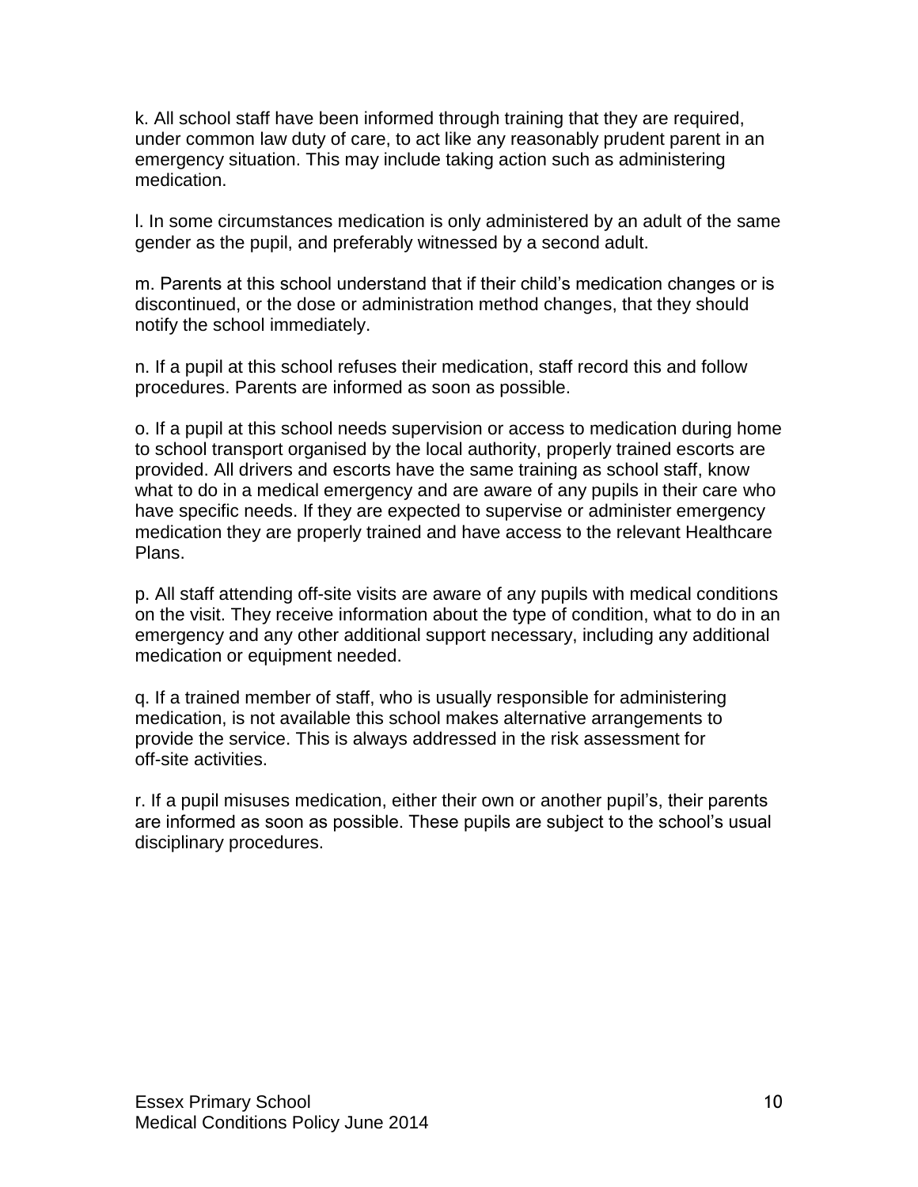k. All school staff have been informed through training that they are required, under common law duty of care, to act like any reasonably prudent parent in an emergency situation. This may include taking action such as administering medication.

l. In some circumstances medication is only administered by an adult of the same gender as the pupil, and preferably witnessed by a second adult.

m. Parents at this school understand that if their child's medication changes or is discontinued, or the dose or administration method changes, that they should notify the school immediately.

n. If a pupil at this school refuses their medication, staff record this and follow procedures. Parents are informed as soon as possible.

o. If a pupil at this school needs supervision or access to medication during home to school transport organised by the local authority, properly trained escorts are provided. All drivers and escorts have the same training as school staff, know what to do in a medical emergency and are aware of any pupils in their care who have specific needs. If they are expected to supervise or administer emergency medication they are properly trained and have access to the relevant Healthcare Plans.

p. All staff attending off-site visits are aware of any pupils with medical conditions on the visit. They receive information about the type of condition, what to do in an emergency and any other additional support necessary, including any additional medication or equipment needed.

q. If a trained member of staff, who is usually responsible for administering medication, is not available this school makes alternative arrangements to provide the service. This is always addressed in the risk assessment for off-site activities.

r. If a pupil misuses medication, either their own or another pupil's, their parents are informed as soon as possible. These pupils are subject to the school's usual disciplinary procedures.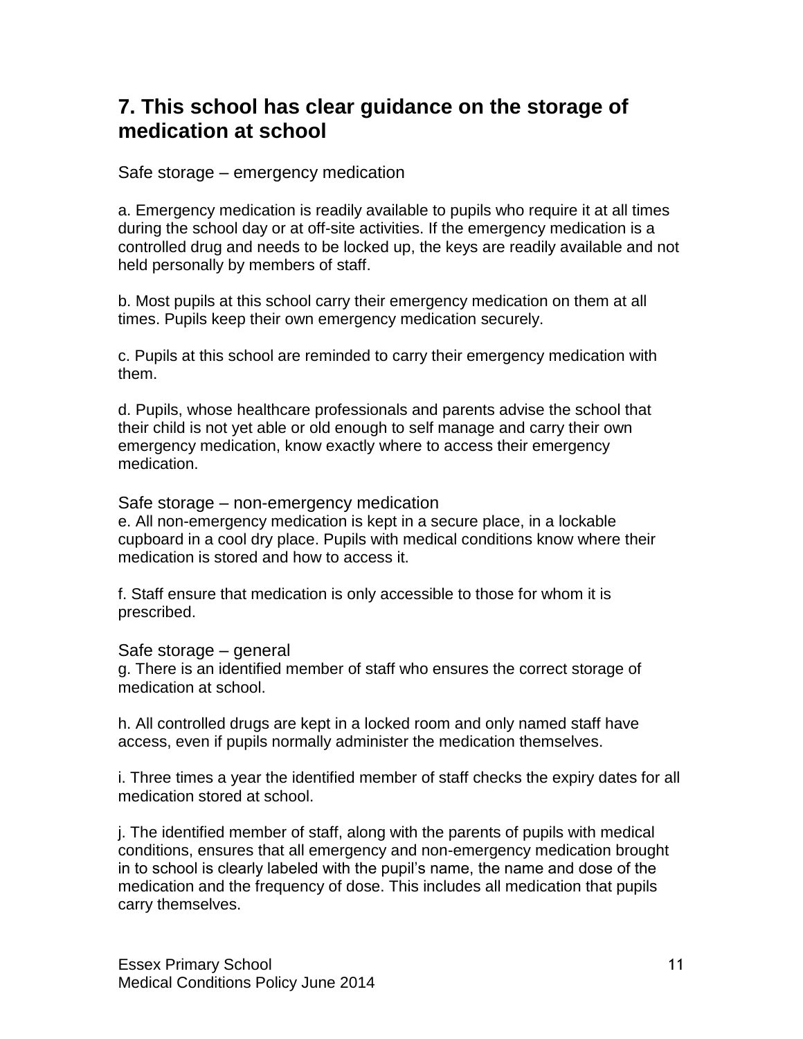## 7. This school has clear guidance on the storage of medication at school

Safe storage – emergency medication

a. Emergency medication is readily available to pupils who require it at all times during the school day or at off-site activities. If the emergency medication is a controlled drug and needs to be locked up, the keys are readily available and not held personally by members of staff.

b. Most pupils at this school carry their emergency medication on them at all times. Pupils keep their own emergency medication securely.

c. Pupils at this school are reminded to carry their emergency medication with them.

d. Pupils, whose healthcare professionals and parents advise the school that their child is not yet able or old enough to self manage and carry their own emergency medication, know exactly where to access their emergency medication.

Safe storage – non-emergency medication

e. All non-emergency medication is kept in a secure place, in a lockable cupboard in a cool dry place. Pupils with medical conditions know where their medication is stored and how to access it.

f. Staff ensure that medication is only accessible to those for whom it is prescribed.

Safe storage – general

g. There is an identified member of staff who ensures the correct storage of medication at school.

h. All controlled drugs are kept in a locked room and only named staff have access, even if pupils normally administer the medication themselves.

i. Three times a year the identified member of staff checks the expiry dates for all medication stored at school.

j. The identified member of staff, along with the parents of pupils with medical conditions, ensures that all emergency and non-emergency medication brought in to school is clearly labeled with the pupil's name, the name and dose of the medication and the frequency of dose. This includes all medication that pupils carry themselves.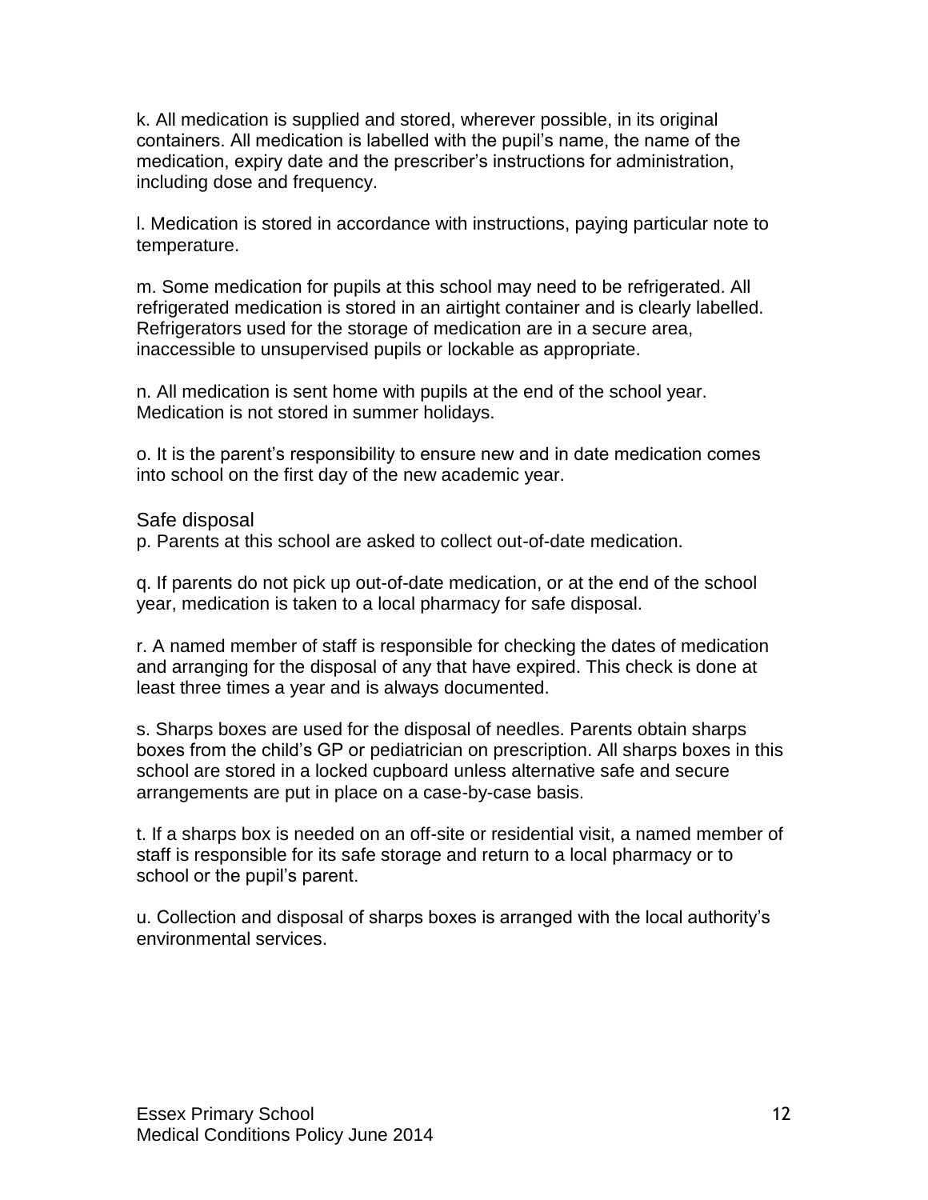k. All medication is supplied and stored, wherever possible, in its original containers. All medication is labelled with the pupil's name, the name of the medication, expiry date and the prescriber's instructions for administration, including dose and frequency.

l. Medication is stored in accordance with instructions, paying particular note to temperature.

m. Some medication for pupils at this school may need to be refrigerated. All refrigerated medication is stored in an airtight container and is clearly labelled. Refrigerators used for the storage of medication are in a secure area, inaccessible to unsupervised pupils or lockable as appropriate.

n. All medication is sent home with pupils at the end of the school year. Medication is not stored in summer holidays.

o. It is the parent's responsibility to ensure new and in date medication comes into school on the first day of the new academic year.

### Safe disposal

p. Parents at this school are asked to collect out-of-date medication.

q. If parents do not pick up out-of-date medication, or at the end of the school year, medication is taken to a local pharmacy for safe disposal.

r. A named member of staff is responsible for checking the dates of medication and arranging for the disposal of any that have expired. This check is done at least three times a year and is always documented.

s. Sharps boxes are used for the disposal of needles. Parents obtain sharps boxes from the child's GP or pediatrician on prescription. All sharps boxes in this school are stored in a locked cupboard unless alternative safe and secure arrangements are put in place on a case-by-case basis.

t. If a sharps box is needed on an off-site or residential visit, a named member of staff is responsible for its safe storage and return to a local pharmacy or to school or the pupil's parent.

u. Collection and disposal of sharps boxes is arranged with the local authority's environmental services.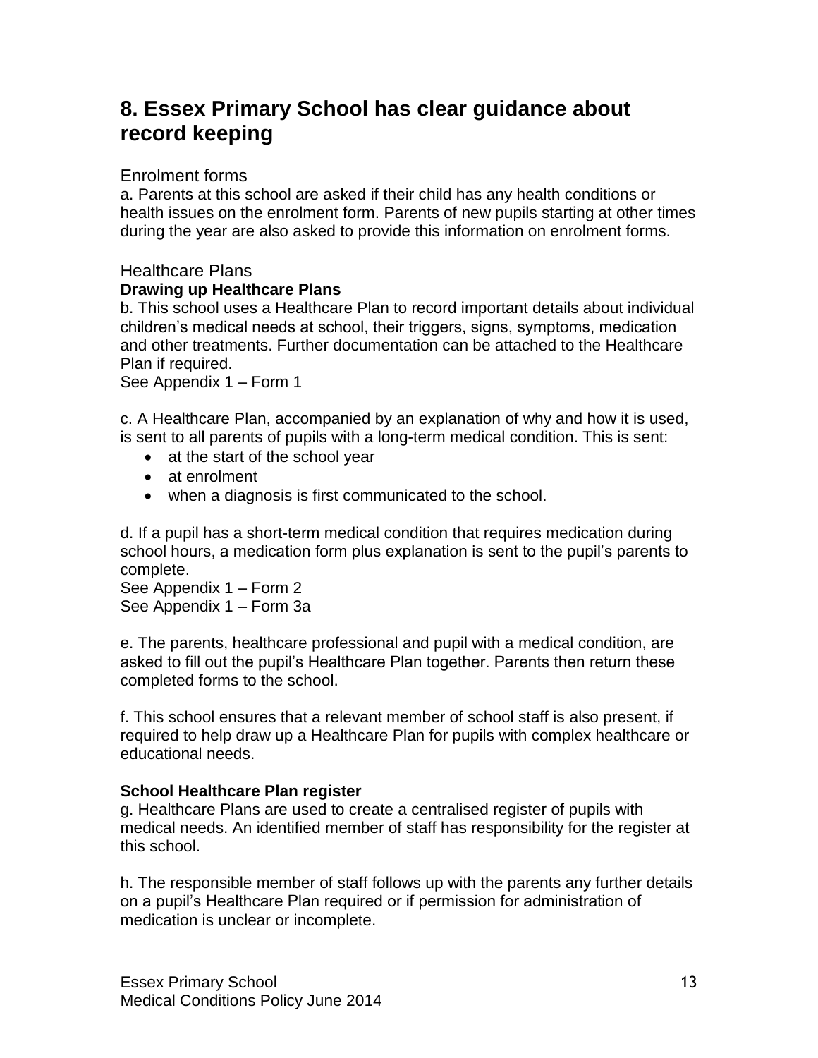## 8. Essex Primary School has clear guidance about record keeping

### Enrolment forms

a. Parents at this school are asked if their child has any health conditions or health issues on the enrolment form. Parents of new pupils starting at other times during the year are also asked to provide this information on enrolment forms.

### Healthcare Plans

**Drawing up Healthcare Plans**

b. This school uses a Healthcare Plan to record important details about individual children's medical needs at school, their triggers, signs, symptoms, medication and other treatments. Further documentation can be attached to the Healthcare Plan if required.
See Appendix 1 – Form 1

c. A Healthcare Plan, accompanied by an explanation of why and how it is used, is sent to all parents of pupils with a long-term medical condition. This is sent:

- at the start of the school year
- at enrolment
- when a diagnosis is first communicated to the school.

d. If a pupil has a short-term medical condition that requires medication during school hours, a medication form plus explanation is sent to the pupil's parents to complete.
See Appendix 1 – Form 2
See Appendix 1 – Form 3a

e. The parents, healthcare professional and pupil with a medical condition, are asked to fill out the pupil's Healthcare Plan together. Parents then return these completed forms to the school.

f. This school ensures that a relevant member of school staff is also present, if required to help draw up a Healthcare Plan for pupils with complex healthcare or educational needs.

**School Healthcare Plan register**

g. Healthcare Plans are used to create a centralised register of pupils with medical needs. An identified member of staff has responsibility for the register at this school.

h. The responsible member of staff follows up with the parents any further details on a pupil's Healthcare Plan required or if permission for administration of medication is unclear or incomplete.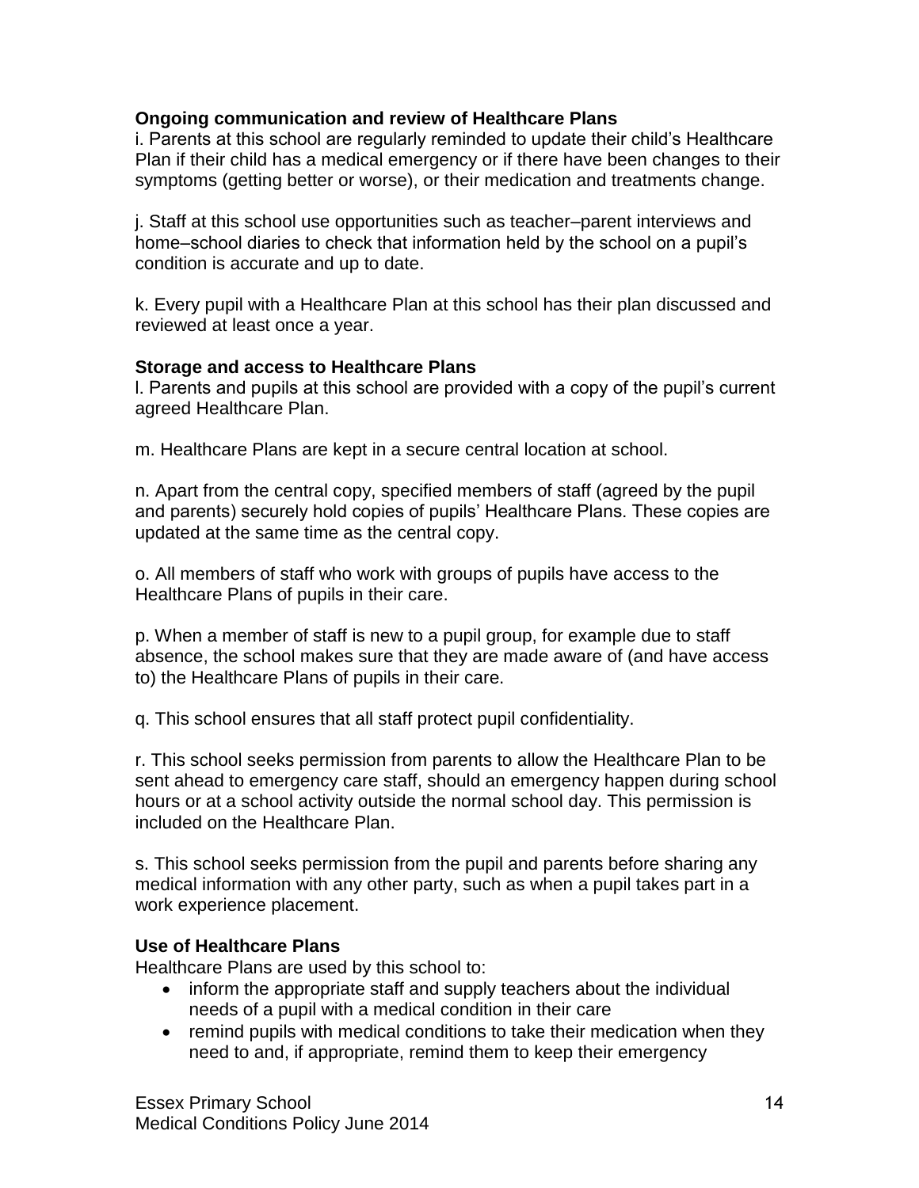**Ongoing communication and review of Healthcare Plans**

i. Parents at this school are regularly reminded to update their child's Healthcare Plan if their child has a medical emergency or if there have been changes to their symptoms (getting better or worse), or their medication and treatments change.

j. Staff at this school use opportunities such as teacher–parent interviews and home–school diaries to check that information held by the school on a pupil's condition is accurate and up to date.

k. Every pupil with a Healthcare Plan at this school has their plan discussed and reviewed at least once a year.

**Storage and access to Healthcare Plans**

l. Parents and pupils at this school are provided with a copy of the pupil's current agreed Healthcare Plan.

m. Healthcare Plans are kept in a secure central location at school.

n. Apart from the central copy, specified members of staff (agreed by the pupil and parents) securely hold copies of pupils' Healthcare Plans. These copies are updated at the same time as the central copy.

o. All members of staff who work with groups of pupils have access to the Healthcare Plans of pupils in their care.

p. When a member of staff is new to a pupil group, for example due to staff absence, the school makes sure that they are made aware of (and have access to) the Healthcare Plans of pupils in their care.

q. This school ensures that all staff protect pupil confidentiality.

r. This school seeks permission from parents to allow the Healthcare Plan to be sent ahead to emergency care staff, should an emergency happen during school hours or at a school activity outside the normal school day. This permission is included on the Healthcare Plan.

s. This school seeks permission from the pupil and parents before sharing any medical information with any other party, such as when a pupil takes part in a work experience placement.

**Use of Healthcare Plans**

Healthcare Plans are used by this school to:

- inform the appropriate staff and supply teachers about the individual needs of a pupil with a medical condition in their care
- remind pupils with medical conditions to take their medication when they need to and, if appropriate, remind them to keep their emergency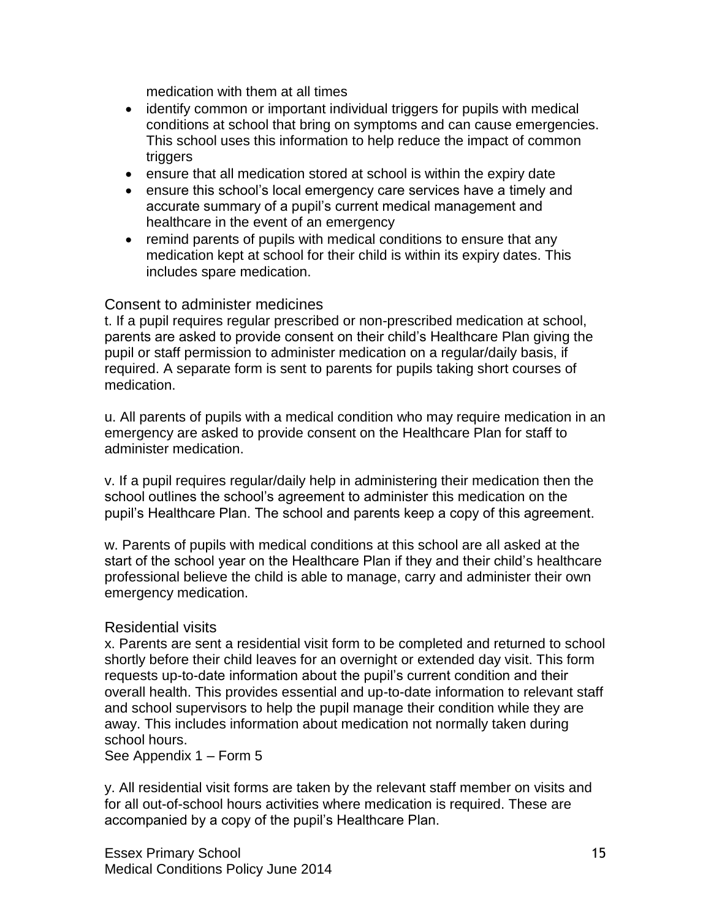medication with them at all times

- identify common or important individual triggers for pupils with medical conditions at school that bring on symptoms and can cause emergencies. This school uses this information to help reduce the impact of common triggers
- ensure that all medication stored at school is within the expiry date
- ensure this school's local emergency care services have a timely and accurate summary of a pupil's current medical management and healthcare in the event of an emergency
- remind parents of pupils with medical conditions to ensure that any medication kept at school for their child is within its expiry dates. This includes spare medication.

## Consent to administer medicines

t. If a pupil requires regular prescribed or non-prescribed medication at school, parents are asked to provide consent on their child's Healthcare Plan giving the pupil or staff permission to administer medication on a regular/daily basis, if required. A separate form is sent to parents for pupils taking short courses of medication.

u. All parents of pupils with a medical condition who may require medication in an emergency are asked to provide consent on the Healthcare Plan for staff to administer medication.

v. If a pupil requires regular/daily help in administering their medication then the school outlines the school's agreement to administer this medication on the pupil's Healthcare Plan. The school and parents keep a copy of this agreement.

w. Parents of pupils with medical conditions at this school are all asked at the start of the school year on the Healthcare Plan if they and their child's healthcare professional believe the child is able to manage, carry and administer their own emergency medication.

## Residential visits

x. Parents are sent a residential visit form to be completed and returned to school shortly before their child leaves for an overnight or extended day visit. This form requests up-to-date information about the pupil's current condition and their overall health. This provides essential and up-to-date information to relevant staff and school supervisors to help the pupil manage their condition while they are away. This includes information about medication not normally taken during school hours.
See Appendix 1 – Form 5

y. All residential visit forms are taken by the relevant staff member on visits and for all out-of-school hours activities where medication is required. These are accompanied by a copy of the pupil's Healthcare Plan.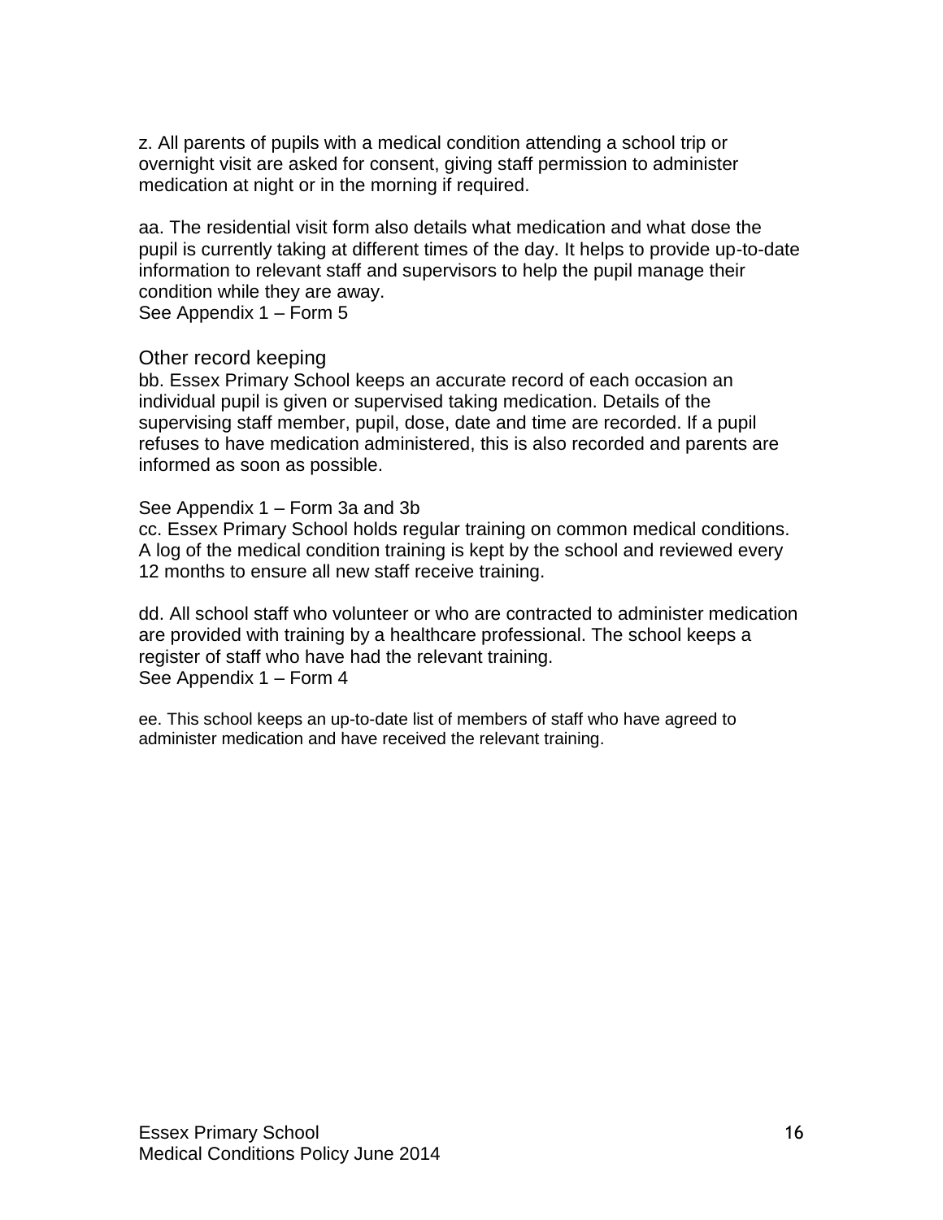z. All parents of pupils with a medical condition attending a school trip or overnight visit are asked for consent, giving staff permission to administer medication at night or in the morning if required.

aa. The residential visit form also details what medication and what dose the pupil is currently taking at different times of the day. It helps to provide up-to-date information to relevant staff and supervisors to help the pupil manage their condition while they are away.
See Appendix 1 – Form 5

### Other record keeping

bb. Essex Primary School keeps an accurate record of each occasion an individual pupil is given or supervised taking medication. Details of the supervising staff member, pupil, dose, date and time are recorded. If a pupil refuses to have medication administered, this is also recorded and parents are informed as soon as possible.

See Appendix 1 – Form 3a and 3b
cc. Essex Primary School holds regular training on common medical conditions. A log of the medical condition training is kept by the school and reviewed every 12 months to ensure all new staff receive training.

dd. All school staff who volunteer or who are contracted to administer medication are provided with training by a healthcare professional. The school keeps a register of staff who have had the relevant training.
See Appendix 1 – Form 4

ee. This school keeps an up-to-date list of members of staff who have agreed to administer medication and have received the relevant training.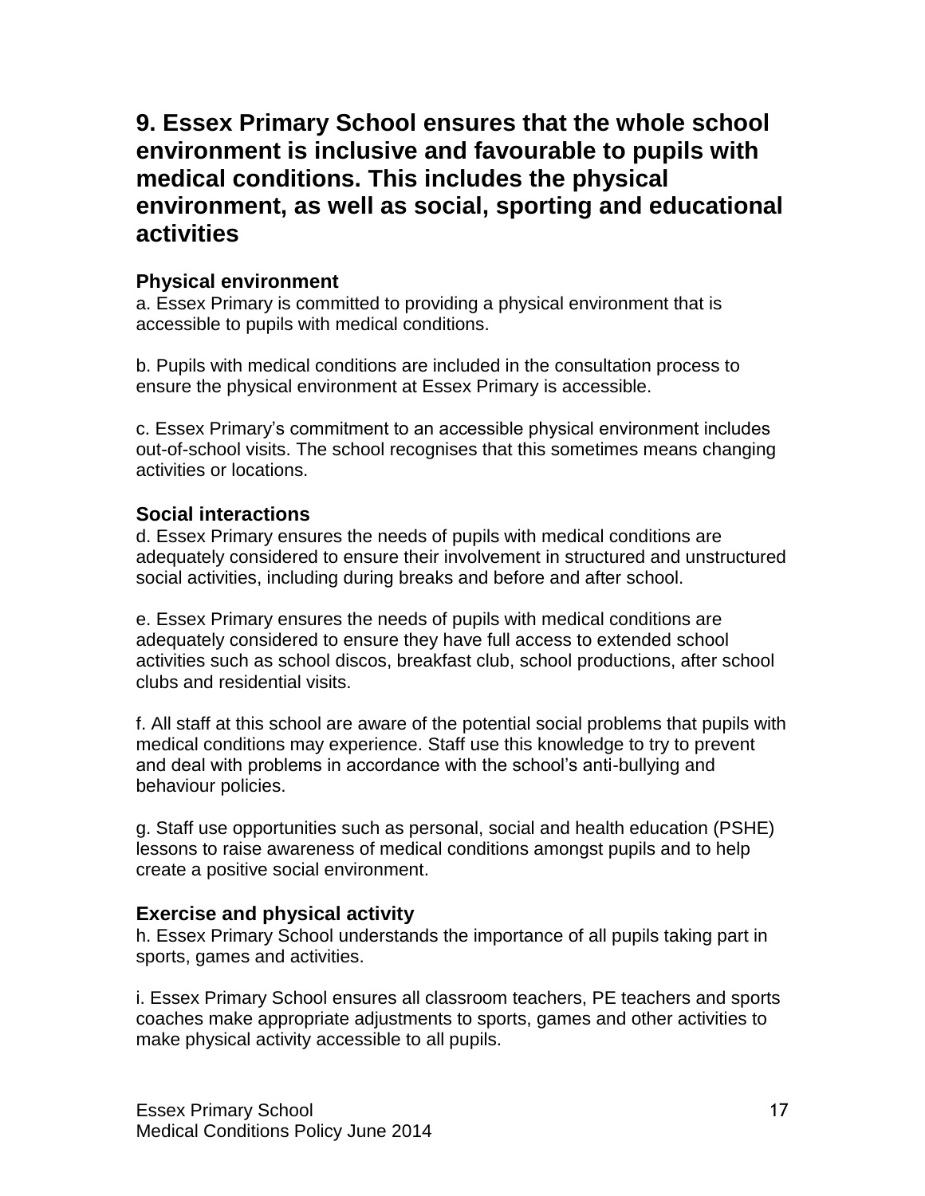## 9. Essex Primary School ensures that the whole school environment is inclusive and favourable to pupils with medical conditions. This includes the physical environment, as well as social, sporting and educational activities

### Physical environment

a. Essex Primary is committed to providing a physical environment that is accessible to pupils with medical conditions.

b. Pupils with medical conditions are included in the consultation process to ensure the physical environment at Essex Primary is accessible.

c. Essex Primary's commitment to an accessible physical environment includes out-of-school visits. The school recognises that this sometimes means changing activities or locations.

### Social interactions

d. Essex Primary ensures the needs of pupils with medical conditions are adequately considered to ensure their involvement in structured and unstructured social activities, including during breaks and before and after school.

e. Essex Primary ensures the needs of pupils with medical conditions are adequately considered to ensure they have full access to extended school activities such as school discos, breakfast club, school productions, after school clubs and residential visits.

f. All staff at this school are aware of the potential social problems that pupils with medical conditions may experience. Staff use this knowledge to try to prevent and deal with problems in accordance with the school's anti-bullying and behaviour policies.

g. Staff use opportunities such as personal, social and health education (PSHE) lessons to raise awareness of medical conditions amongst pupils and to help create a positive social environment.

### Exercise and physical activity

h. Essex Primary School understands the importance of all pupils taking part in sports, games and activities.

i. Essex Primary School ensures all classroom teachers, PE teachers and sports coaches make appropriate adjustments to sports, games and other activities to make physical activity accessible to all pupils.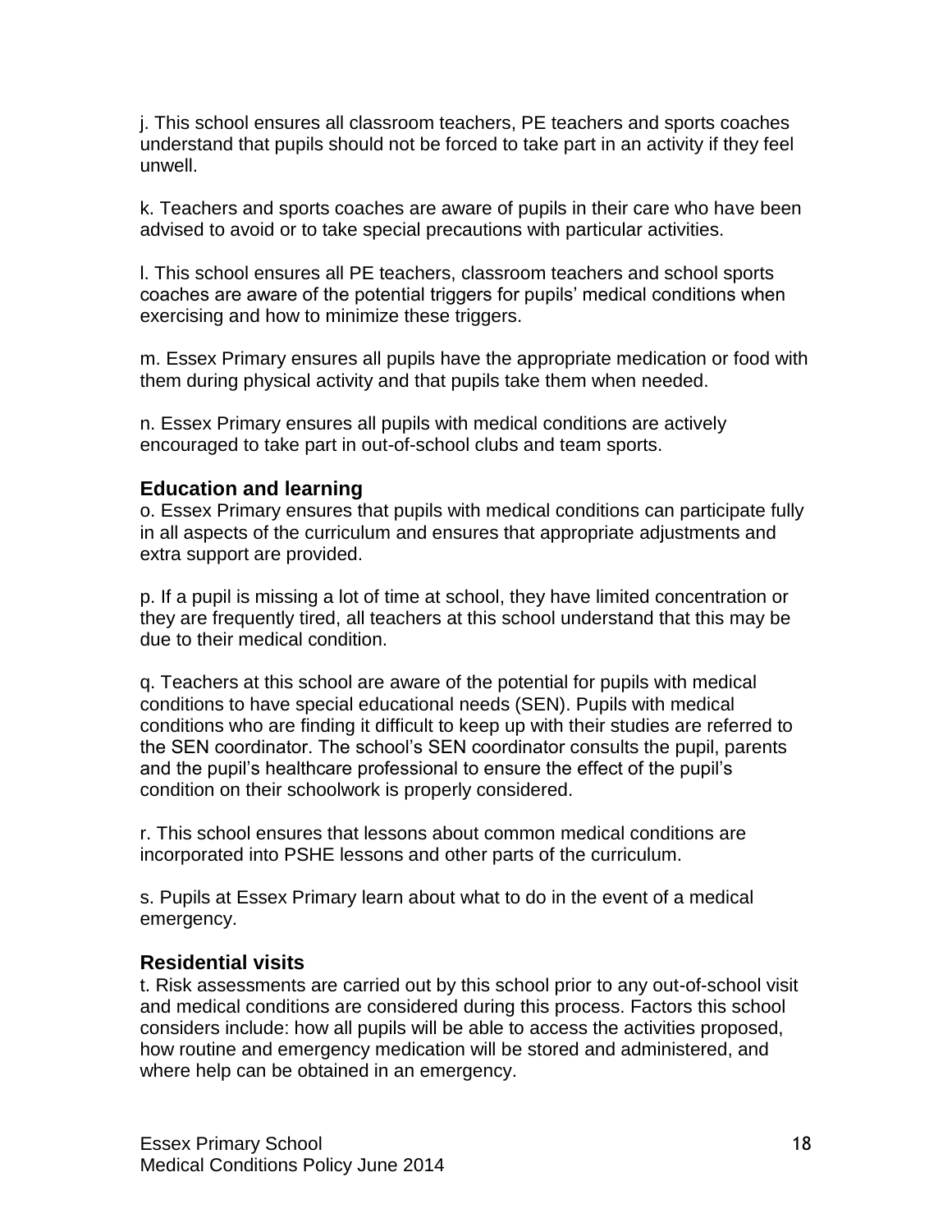j. This school ensures all classroom teachers, PE teachers and sports coaches understand that pupils should not be forced to take part in an activity if they feel unwell.

k. Teachers and sports coaches are aware of pupils in their care who have been advised to avoid or to take special precautions with particular activities.

l. This school ensures all PE teachers, classroom teachers and school sports coaches are aware of the potential triggers for pupils' medical conditions when exercising and how to minimize these triggers.

m. Essex Primary ensures all pupils have the appropriate medication or food with them during physical activity and that pupils take them when needed.

n. Essex Primary ensures all pupils with medical conditions are actively encouraged to take part in out-of-school clubs and team sports.

### Education and learning

o. Essex Primary ensures that pupils with medical conditions can participate fully in all aspects of the curriculum and ensures that appropriate adjustments and extra support are provided.

p. If a pupil is missing a lot of time at school, they have limited concentration or they are frequently tired, all teachers at this school understand that this may be due to their medical condition.

q. Teachers at this school are aware of the potential for pupils with medical conditions to have special educational needs (SEN). Pupils with medical conditions who are finding it difficult to keep up with their studies are referred to the SEN coordinator. The school's SEN coordinator consults the pupil, parents and the pupil's healthcare professional to ensure the effect of the pupil's condition on their schoolwork is properly considered.

r. This school ensures that lessons about common medical conditions are incorporated into PSHE lessons and other parts of the curriculum.

s. Pupils at Essex Primary learn about what to do in the event of a medical emergency.

### Residential visits

t. Risk assessments are carried out by this school prior to any out-of-school visit and medical conditions are considered during this process. Factors this school considers include: how all pupils will be able to access the activities proposed, how routine and emergency medication will be stored and administered, and where help can be obtained in an emergency.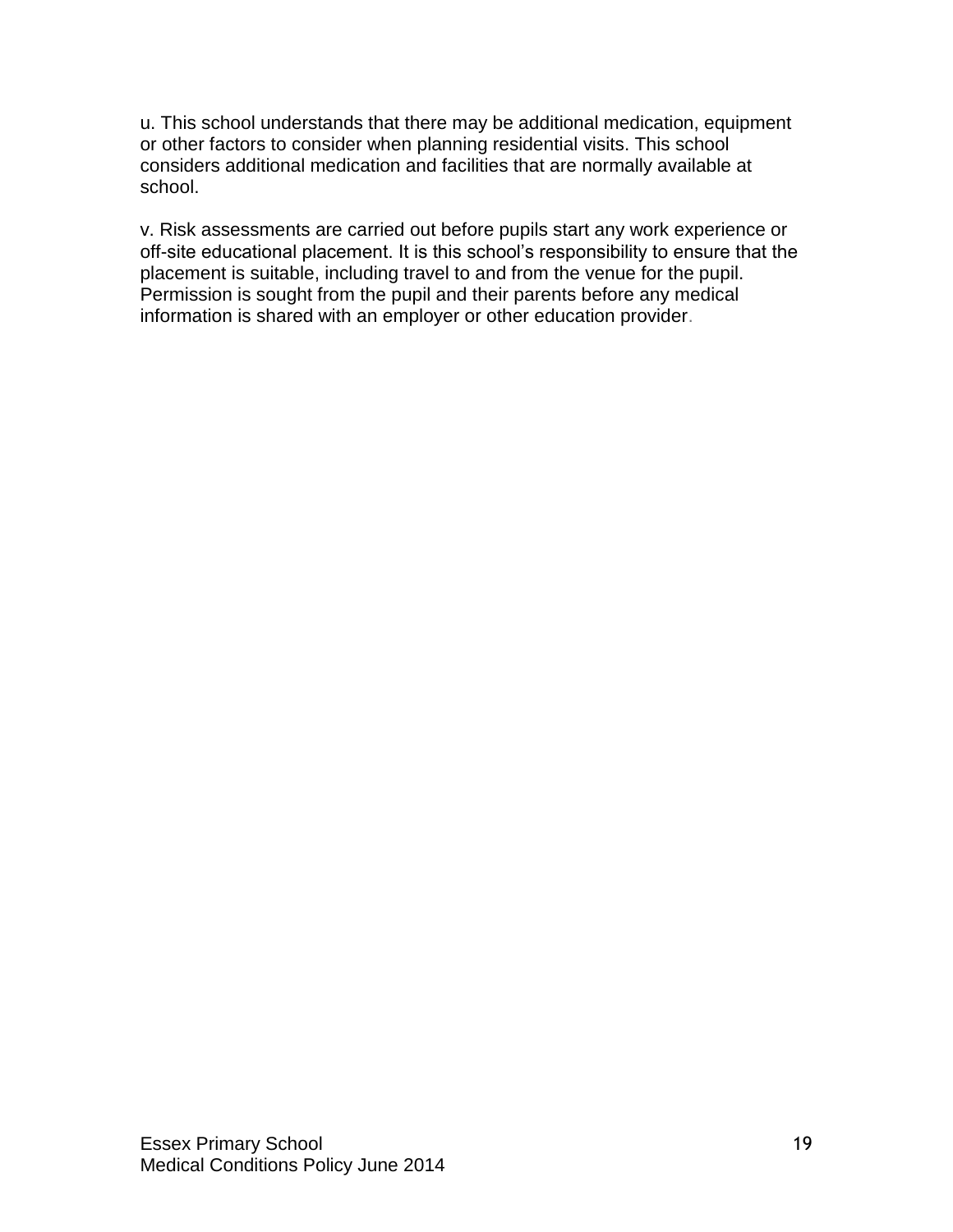u. This school understands that there may be additional medication, equipment or other factors to consider when planning residential visits. This school considers additional medication and facilities that are normally available at school.

v. Risk assessments are carried out before pupils start any work experience or off-site educational placement. It is this school's responsibility to ensure that the placement is suitable, including travel to and from the venue for the pupil. Permission is sought from the pupil and their parents before any medical information is shared with an employer or other education provider.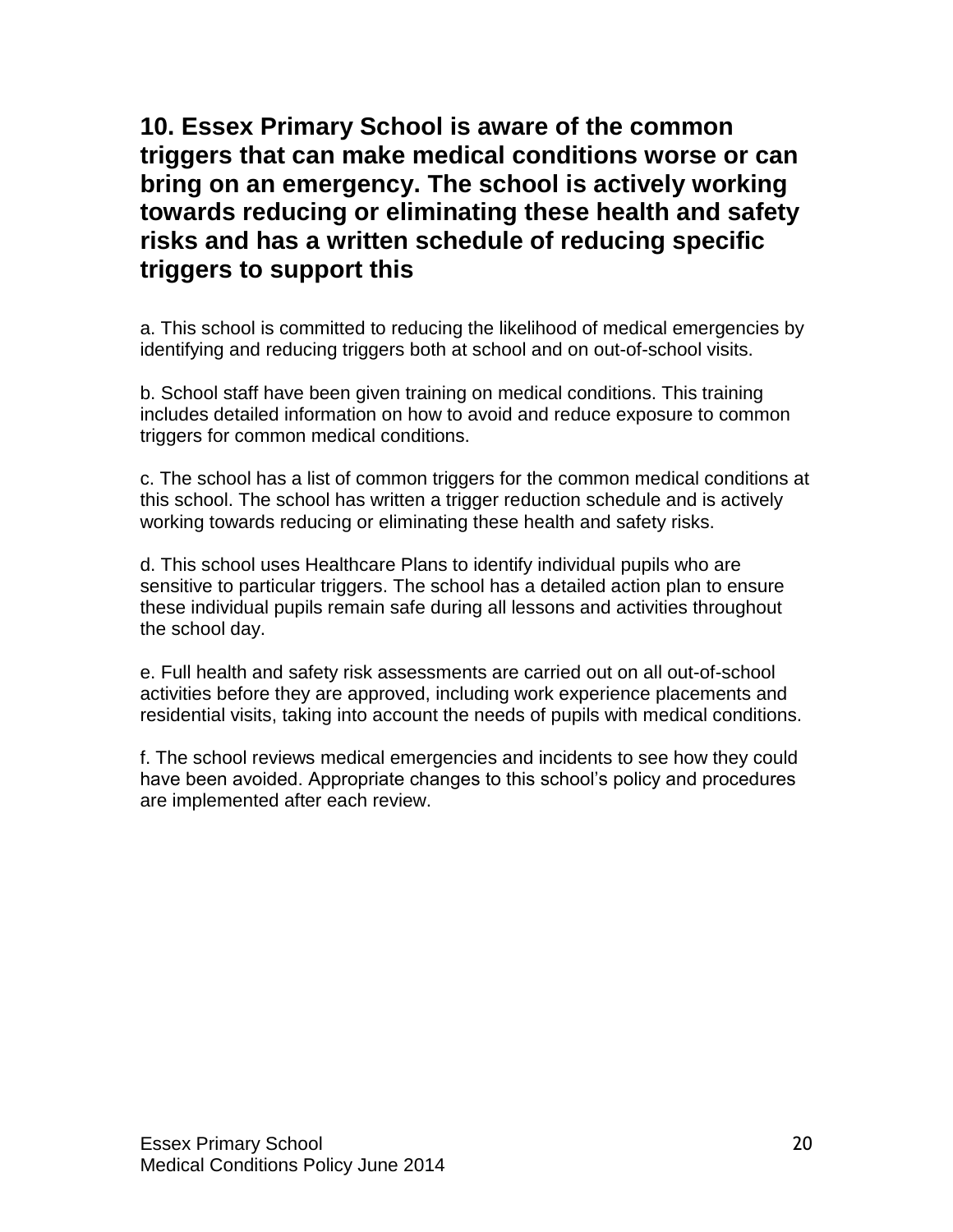## 10. Essex Primary School is aware of the common triggers that can make medical conditions worse or can bring on an emergency. The school is actively working towards reducing or eliminating these health and safety risks and has a written schedule of reducing specific triggers to support this

a. This school is committed to reducing the likelihood of medical emergencies by identifying and reducing triggers both at school and on out-of-school visits.

b. School staff have been given training on medical conditions. This training includes detailed information on how to avoid and reduce exposure to common triggers for common medical conditions.

c. The school has a list of common triggers for the common medical conditions at this school. The school has written a trigger reduction schedule and is actively working towards reducing or eliminating these health and safety risks.

d. This school uses Healthcare Plans to identify individual pupils who are sensitive to particular triggers. The school has a detailed action plan to ensure these individual pupils remain safe during all lessons and activities throughout the school day.

e. Full health and safety risk assessments are carried out on all out-of-school activities before they are approved, including work experience placements and residential visits, taking into account the needs of pupils with medical conditions.

f. The school reviews medical emergencies and incidents to see how they could have been avoided. Appropriate changes to this school's policy and procedures are implemented after each review.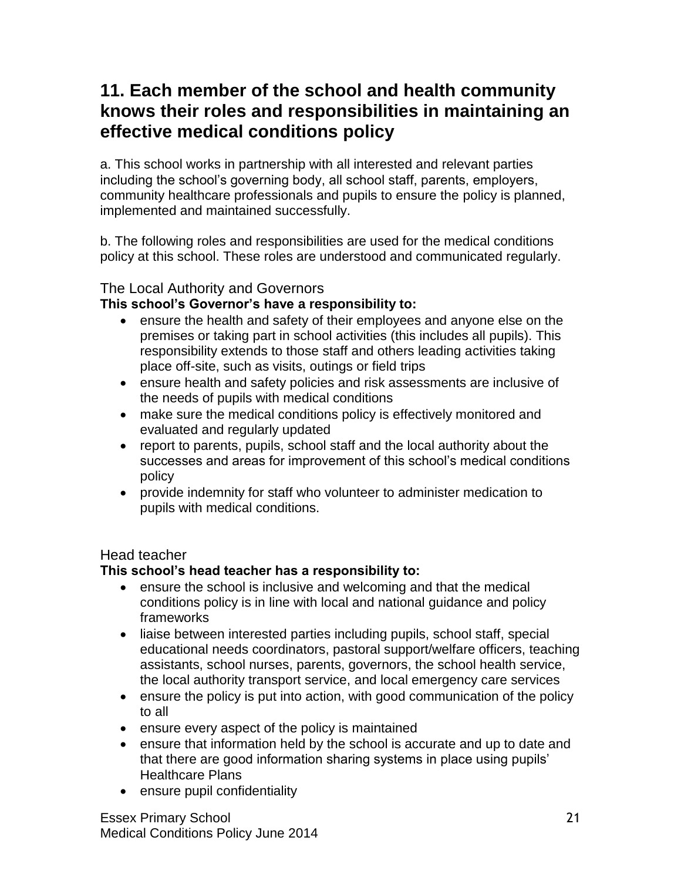## 11. Each member of the school and health community knows their roles and responsibilities in maintaining an effective medical conditions policy

a. This school works in partnership with all interested and relevant parties including the school's governing body, all school staff, parents, employers, community healthcare professionals and pupils to ensure the policy is planned, implemented and maintained successfully.

b. The following roles and responsibilities are used for the medical conditions policy at this school. These roles are understood and communicated regularly.

### The Local Authority and Governors

**This school's Governor's have a responsibility to:**

- ensure the health and safety of their employees and anyone else on the premises or taking part in school activities (this includes all pupils). This responsibility extends to those staff and others leading activities taking place off-site, such as visits, outings or field trips
- ensure health and safety policies and risk assessments are inclusive of the needs of pupils with medical conditions
- make sure the medical conditions policy is effectively monitored and evaluated and regularly updated
- report to parents, pupils, school staff and the local authority about the successes and areas for improvement of this school's medical conditions policy
- provide indemnity for staff who volunteer to administer medication to pupils with medical conditions.

### Head teacher

**This school's head teacher has a responsibility to:**

- ensure the school is inclusive and welcoming and that the medical conditions policy is in line with local and national guidance and policy frameworks
- liaise between interested parties including pupils, school staff, special educational needs coordinators, pastoral support/welfare officers, teaching assistants, school nurses, parents, governors, the school health service, the local authority transport service, and local emergency care services
- ensure the policy is put into action, with good communication of the policy to all
- ensure every aspect of the policy is maintained
- ensure that information held by the school is accurate and up to date and that there are good information sharing systems in place using pupils' Healthcare Plans
- ensure pupil confidentiality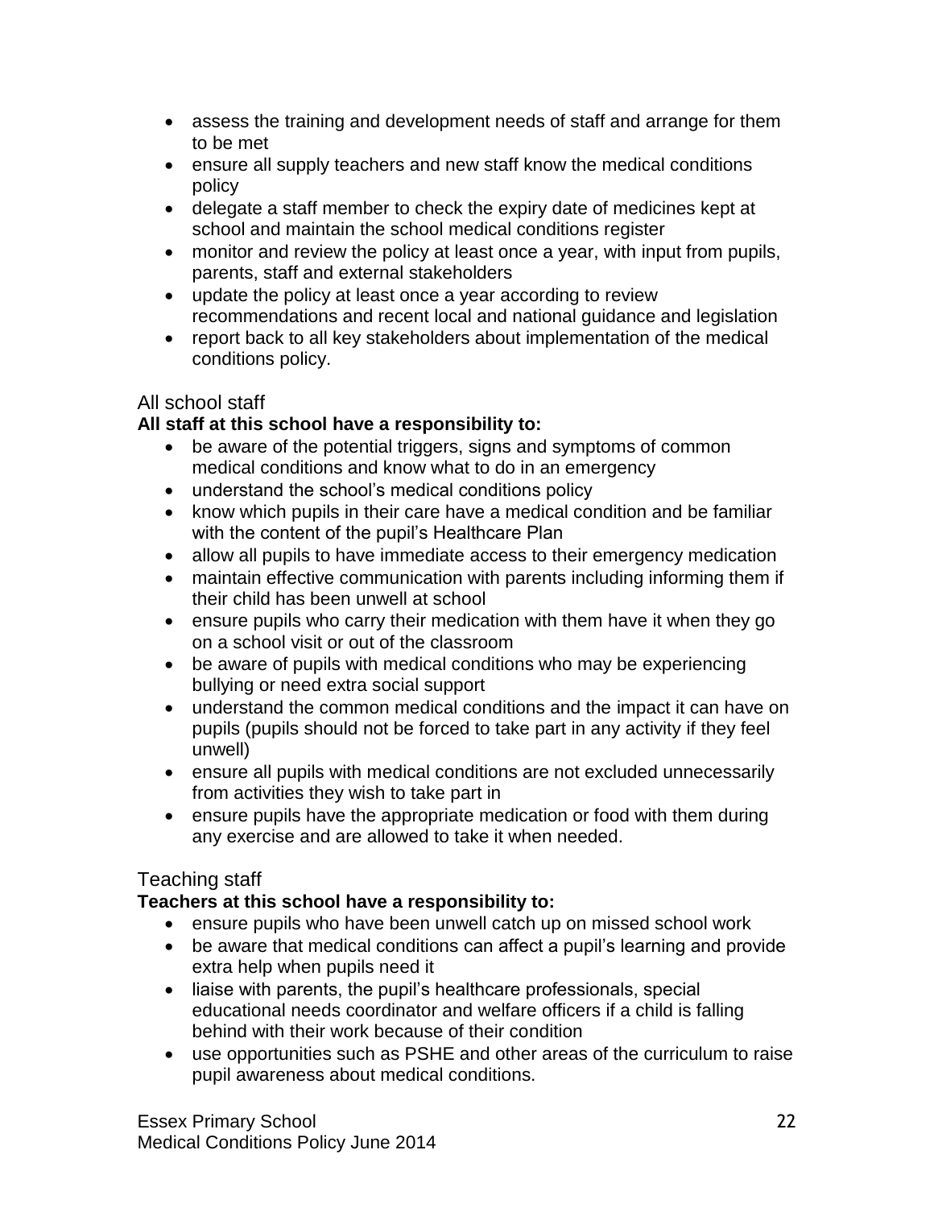- assess the training and development needs of staff and arrange for them to be met
- ensure all supply teachers and new staff know the medical conditions policy
- delegate a staff member to check the expiry date of medicines kept at school and maintain the school medical conditions register
- monitor and review the policy at least once a year, with input from pupils, parents, staff and external stakeholders
- update the policy at least once a year according to review recommendations and recent local and national guidance and legislation
- report back to all key stakeholders about implementation of the medical conditions policy.

## All school staff

**All staff at this school have a responsibility to:**

- be aware of the potential triggers, signs and symptoms of common medical conditions and know what to do in an emergency
- understand the school's medical conditions policy
- know which pupils in their care have a medical condition and be familiar with the content of the pupil's Healthcare Plan
- allow all pupils to have immediate access to their emergency medication
- maintain effective communication with parents including informing them if their child has been unwell at school
- ensure pupils who carry their medication with them have it when they go on a school visit or out of the classroom
- be aware of pupils with medical conditions who may be experiencing bullying or need extra social support
- understand the common medical conditions and the impact it can have on pupils (pupils should not be forced to take part in any activity if they feel unwell)
- ensure all pupils with medical conditions are not excluded unnecessarily from activities they wish to take part in
- ensure pupils have the appropriate medication or food with them during any exercise and are allowed to take it when needed.

## Teaching staff

**Teachers at this school have a responsibility to:**

- ensure pupils who have been unwell catch up on missed school work
- be aware that medical conditions can affect a pupil's learning and provide extra help when pupils need it
- liaise with parents, the pupil's healthcare professionals, special educational needs coordinator and welfare officers if a child is falling behind with their work because of their condition
- use opportunities such as PSHE and other areas of the curriculum to raise pupil awareness about medical conditions.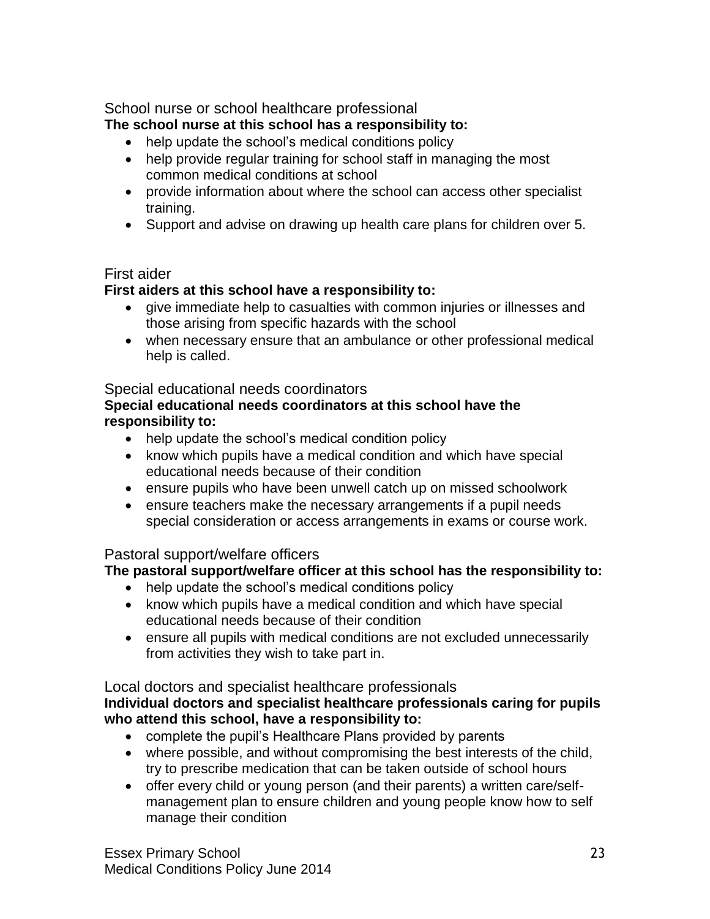### School nurse or school healthcare professional

**The school nurse at this school has a responsibility to:**

- help update the school's medical conditions policy
- help provide regular training for school staff in managing the most common medical conditions at school
- provide information about where the school can access other specialist training.
- Support and advise on drawing up health care plans for children over 5.

### First aider

**First aiders at this school have a responsibility to:**

- give immediate help to casualties with common injuries or illnesses and those arising from specific hazards with the school
- when necessary ensure that an ambulance or other professional medical help is called.

### Special educational needs coordinators

**Special educational needs coordinators at this school have the responsibility to:**

- help update the school's medical condition policy
- know which pupils have a medical condition and which have special educational needs because of their condition
- ensure pupils who have been unwell catch up on missed schoolwork
- ensure teachers make the necessary arrangements if a pupil needs special consideration or access arrangements in exams or course work.

### Pastoral support/welfare officers

**The pastoral support/welfare officer at this school has the responsibility to:**

- help update the school's medical conditions policy
- know which pupils have a medical condition and which have special educational needs because of their condition
- ensure all pupils with medical conditions are not excluded unnecessarily from activities they wish to take part in.

### Local doctors and specialist healthcare professionals

**Individual doctors and specialist healthcare professionals caring for pupils who attend this school, have a responsibility to:**

- complete the pupil's Healthcare Plans provided by parents
- where possible, and without compromising the best interests of the child, try to prescribe medication that can be taken outside of school hours
- offer every child or young person (and their parents) a written care/self-management plan to ensure children and young people know how to self manage their condition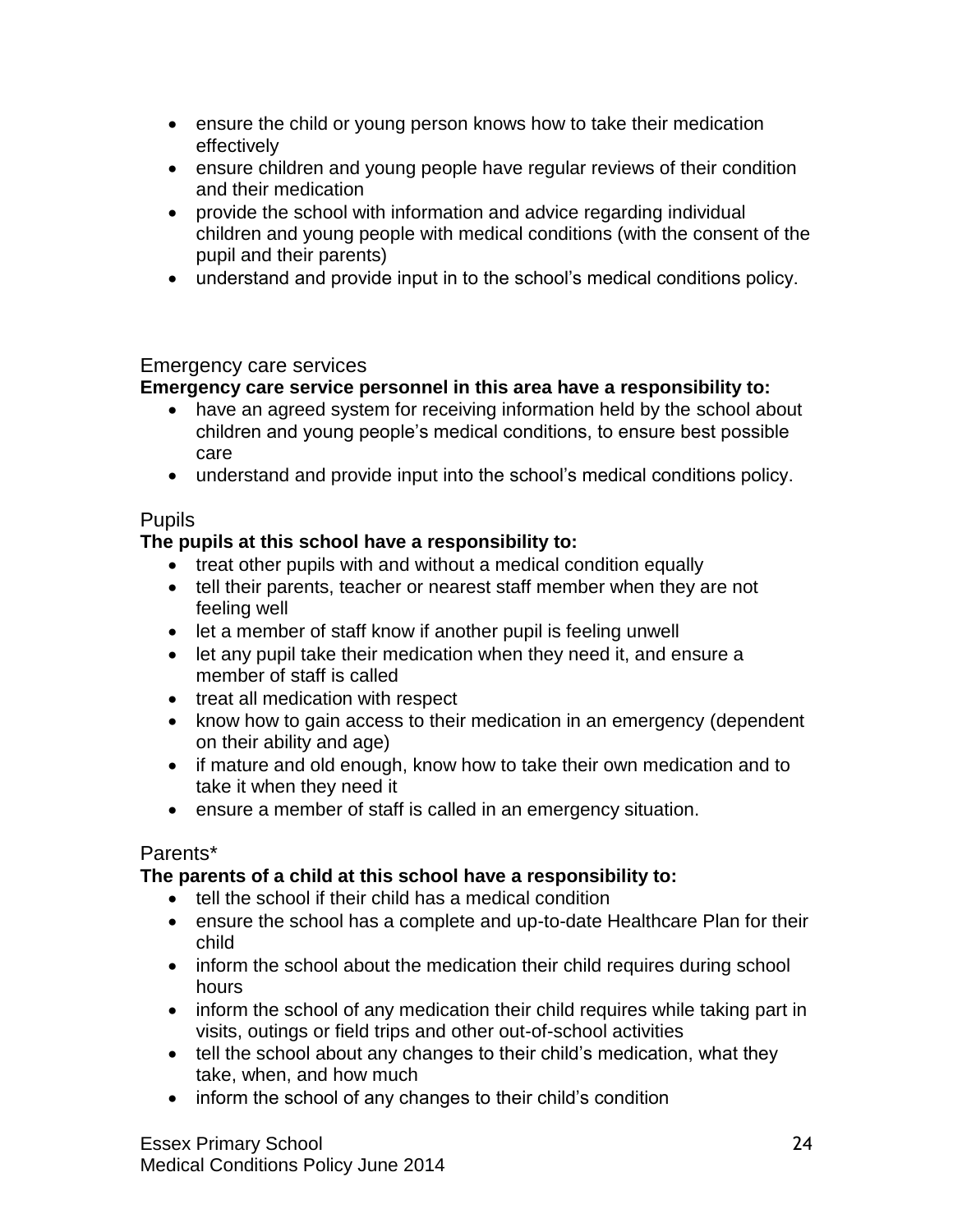- ensure the child or young person knows how to take their medication effectively
- ensure children and young people have regular reviews of their condition and their medication
- provide the school with information and advice regarding individual children and young people with medical conditions (with the consent of the pupil and their parents)
- understand and provide input in to the school's medical conditions policy.

## Emergency care services

**Emergency care service personnel in this area have a responsibility to:**

- have an agreed system for receiving information held by the school about children and young people's medical conditions, to ensure best possible care
- understand and provide input into the school's medical conditions policy.

## Pupils

**The pupils at this school have a responsibility to:**

- treat other pupils with and without a medical condition equally
- tell their parents, teacher or nearest staff member when they are not feeling well
- let a member of staff know if another pupil is feeling unwell
- let any pupil take their medication when they need it, and ensure a member of staff is called
- treat all medication with respect
- know how to gain access to their medication in an emergency (dependent on their ability and age)
- if mature and old enough, know how to take their own medication and to take it when they need it
- ensure a member of staff is called in an emergency situation.

## Parents*

**The parents of a child at this school have a responsibility to:**

- tell the school if their child has a medical condition
- ensure the school has a complete and up-to-date Healthcare Plan for their child
- inform the school about the medication their child requires during school hours
- inform the school of any medication their child requires while taking part in visits, outings or field trips and other out-of-school activities
- tell the school about any changes to their child's medication, what they take, when, and how much
- inform the school of any changes to their child's condition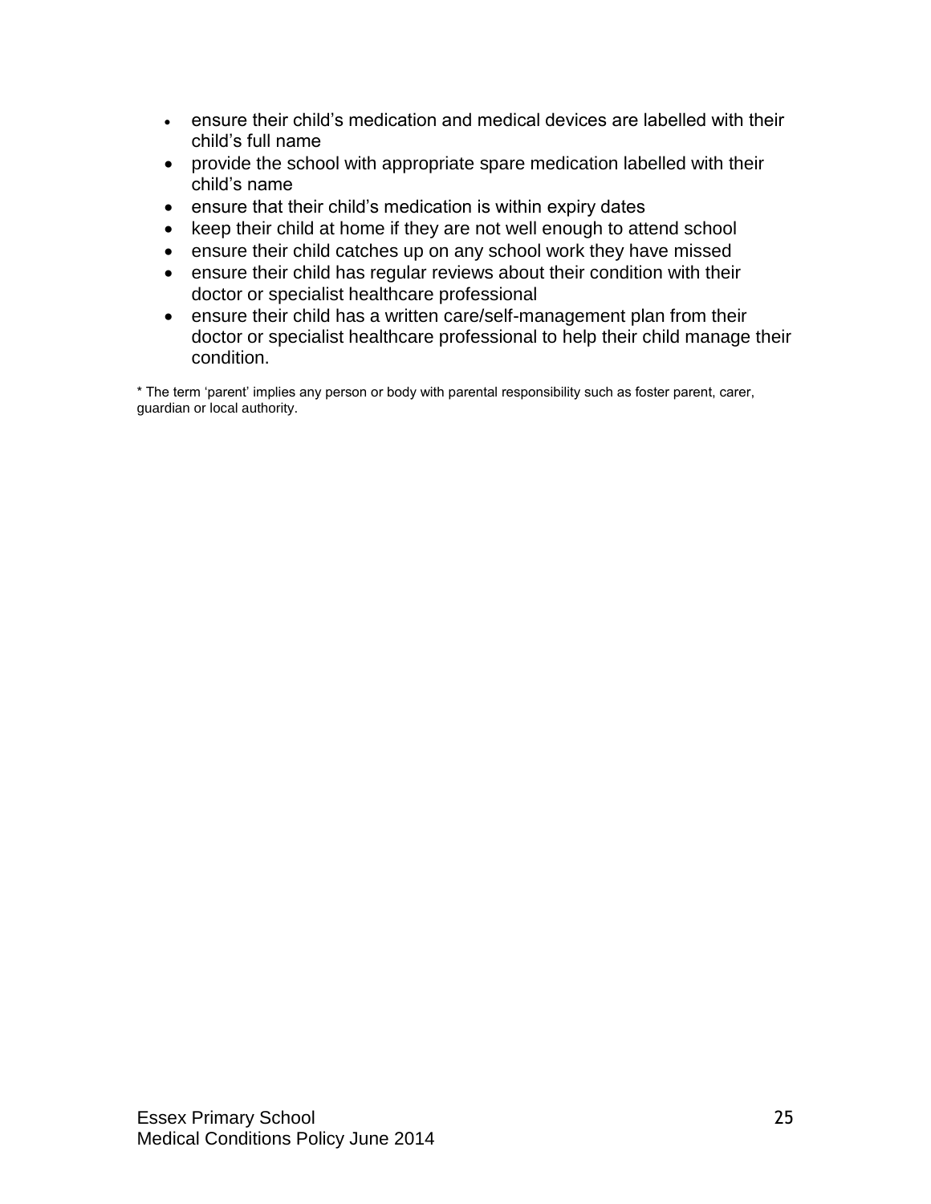- ensure their child's medication and medical devices are labelled with their child's full name
- provide the school with appropriate spare medication labelled with their child's name
- ensure that their child's medication is within expiry dates
- keep their child at home if they are not well enough to attend school
- ensure their child catches up on any school work they have missed
- ensure their child has regular reviews about their condition with their doctor or specialist healthcare professional
- ensure their child has a written care/self-management plan from their doctor or specialist healthcare professional to help their child manage their condition.

* The term 'parent' implies any person or body with parental responsibility such as foster parent, carer, guardian or local authority.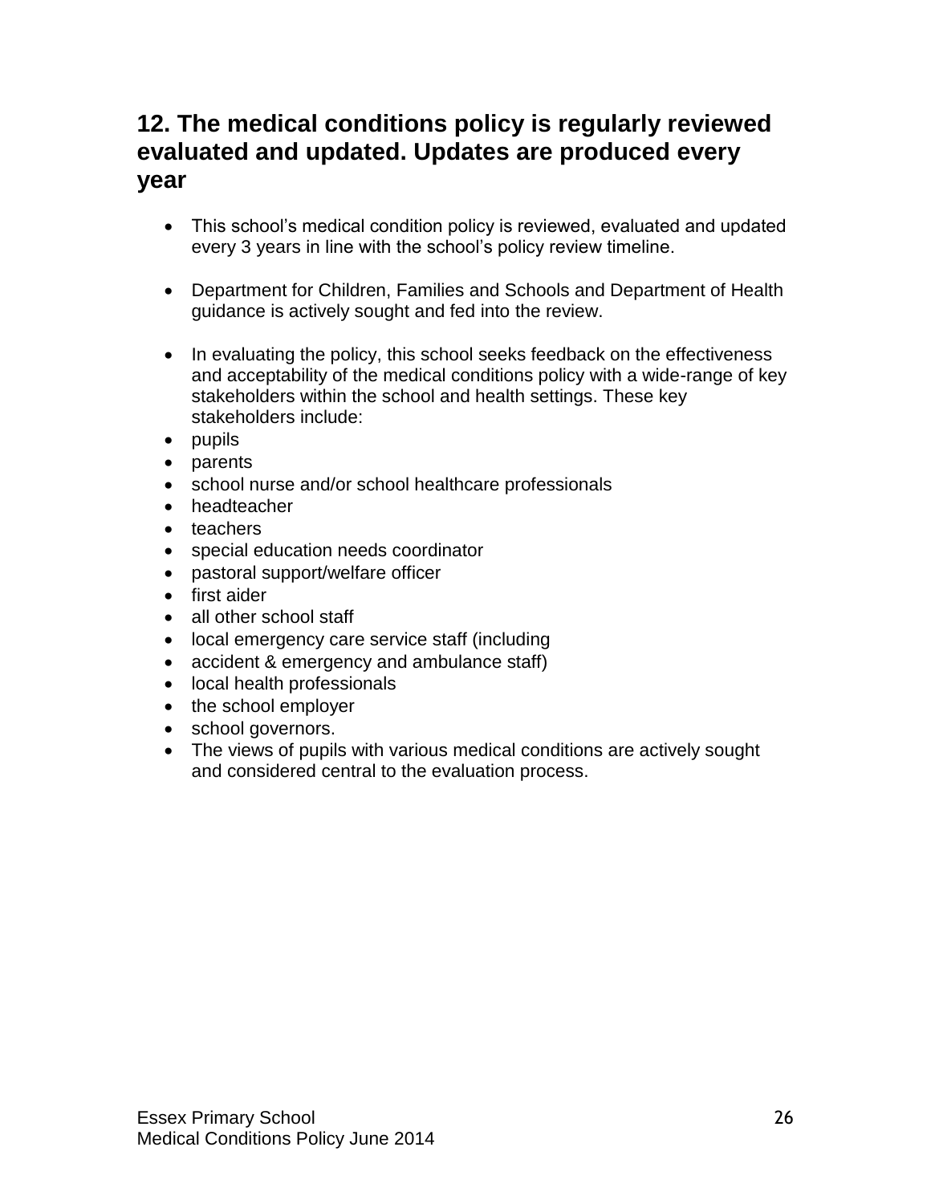## 12. The medical conditions policy is regularly reviewed evaluated and updated. Updates are produced every year

- This school's medical condition policy is reviewed, evaluated and updated every 3 years in line with the school's policy review timeline.

- Department for Children, Families and Schools and Department of Health guidance is actively sought and fed into the review.

- In evaluating the policy, this school seeks feedback on the effectiveness and acceptability of the medical conditions policy with a wide-range of key stakeholders within the school and health settings. These key stakeholders include:
- pupils
- parents
- school nurse and/or school healthcare professionals
- headteacher
- teachers
- special education needs coordinator
- pastoral support/welfare officer
- first aider
- all other school staff
- local emergency care service staff (including
- accident & emergency and ambulance staff)
- local health professionals
- the school employer
- school governors.
- The views of pupils with various medical conditions are actively sought and considered central to the evaluation process.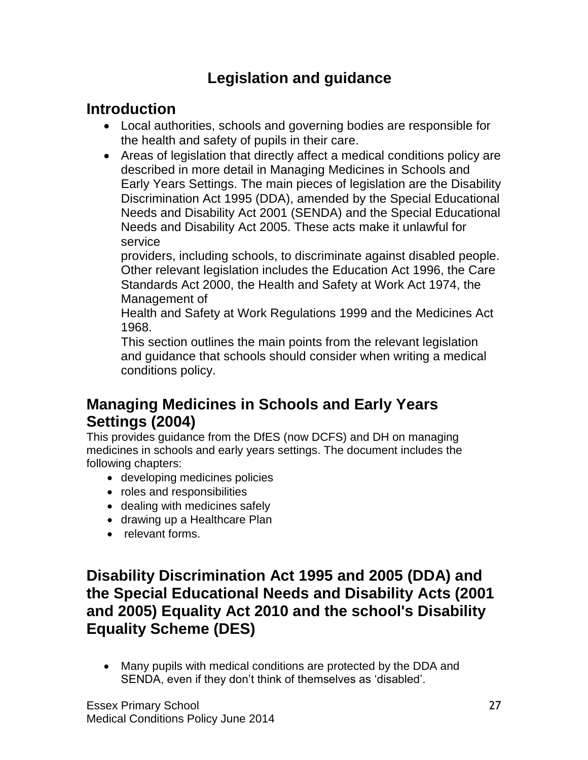# Legislation and guidance

## Introduction

- Local authorities, schools and governing bodies are responsible for the health and safety of pupils in their care.
- Areas of legislation that directly affect a medical conditions policy are described in more detail in Managing Medicines in Schools and Early Years Settings. The main pieces of legislation are the Disability Discrimination Act 1995 (DDA), amended by the Special Educational Needs and Disability Act 2001 (SENDA) and the Special Educational Needs and Disability Act 2005. These acts make it unlawful for service providers, including schools, to discriminate against disabled people. Other relevant legislation includes the Education Act 1996, the Care Standards Act 2000, the Health and Safety at Work Act 1974, the Management of Health and Safety at Work Regulations 1999 and the Medicines Act 1968.

  This section outlines the main points from the relevant legislation and guidance that schools should consider when writing a medical conditions policy.

## Managing Medicines in Schools and Early Years Settings (2004)

This provides guidance from the DfES (now DCFS) and DH on managing medicines in schools and early years settings. The document includes the following chapters:

- developing medicines policies
- roles and responsibilities
- dealing with medicines safely
- drawing up a Healthcare Plan
- relevant forms.

## Disability Discrimination Act 1995 and 2005 (DDA) and the Special Educational Needs and Disability Acts (2001 and 2005) Equality Act 2010 and the school's Disability Equality Scheme (DES)

- Many pupils with medical conditions are protected by the DDA and SENDA, even if they don't think of themselves as 'disabled'.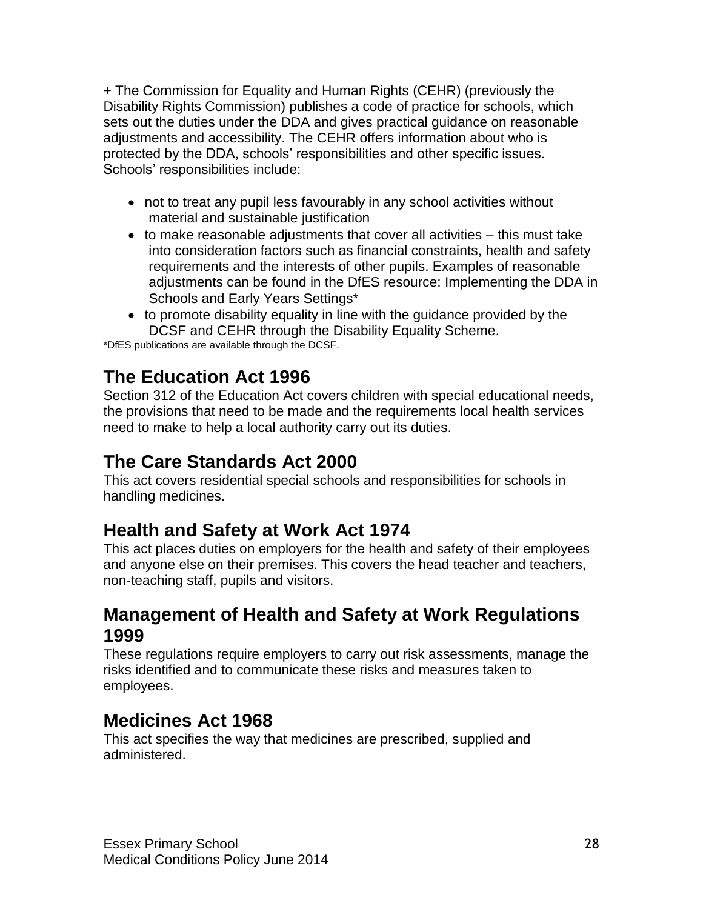+ The Commission for Equality and Human Rights (CEHR) (previously the Disability Rights Commission) publishes a code of practice for schools, which sets out the duties under the DDA and gives practical guidance on reasonable adjustments and accessibility. The CEHR offers information about who is protected by the DDA, schools' responsibilities and other specific issues. Schools' responsibilities include:

- not to treat any pupil less favourably in any school activities without material and sustainable justification
- to make reasonable adjustments that cover all activities – this must take into consideration factors such as financial constraints, health and safety requirements and the interests of other pupils. Examples of reasonable adjustments can be found in the DfES resource: Implementing the DDA in Schools and Early Years Settings*
- to promote disability equality in line with the guidance provided by the DCSF and CEHR through the Disability Equality Scheme.

*DfES publications are available through the DCSF.

## The Education Act 1996

Section 312 of the Education Act covers children with special educational needs, the provisions that need to be made and the requirements local health services need to make to help a local authority carry out its duties.

## The Care Standards Act 2000

This act covers residential special schools and responsibilities for schools in handling medicines.

## Health and Safety at Work Act 1974

This act places duties on employers for the health and safety of their employees and anyone else on their premises. This covers the head teacher and teachers, non-teaching staff, pupils and visitors.

## Management of Health and Safety at Work Regulations 1999

These regulations require employers to carry out risk assessments, manage the risks identified and to communicate these risks and measures taken to employees.

## Medicines Act 1968

This act specifies the way that medicines are prescribed, supplied and administered.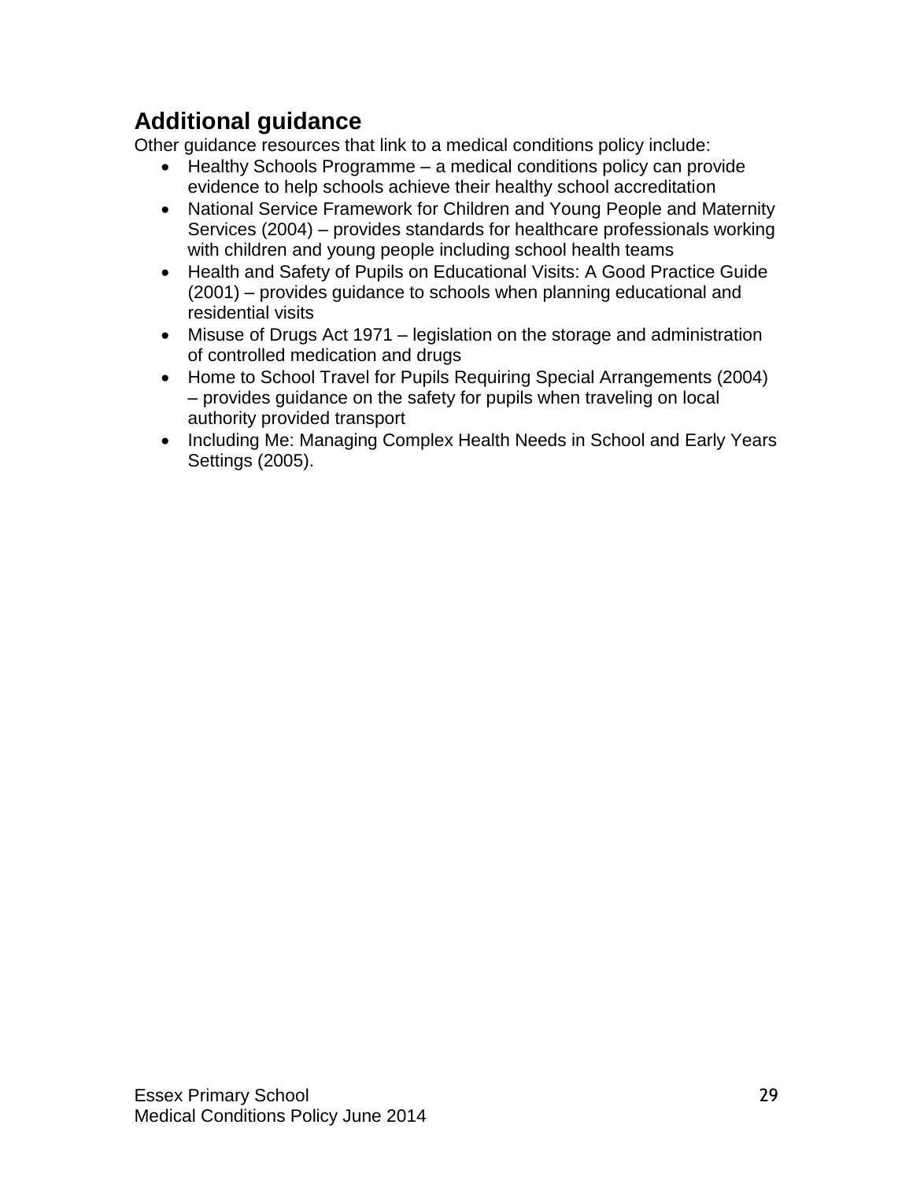## Additional guidance

Other guidance resources that link to a medical conditions policy include:

- Healthy Schools Programme – a medical conditions policy can provide evidence to help schools achieve their healthy school accreditation
- National Service Framework for Children and Young People and Maternity Services (2004) – provides standards for healthcare professionals working with children and young people including school health teams
- Health and Safety of Pupils on Educational Visits: A Good Practice Guide (2001) – provides guidance to schools when planning educational and residential visits
- Misuse of Drugs Act 1971 – legislation on the storage and administration of controlled medication and drugs
- Home to School Travel for Pupils Requiring Special Arrangements (2004) – provides guidance on the safety for pupils when traveling on local authority provided transport
- Including Me: Managing Complex Health Needs in School and Early Years Settings (2005).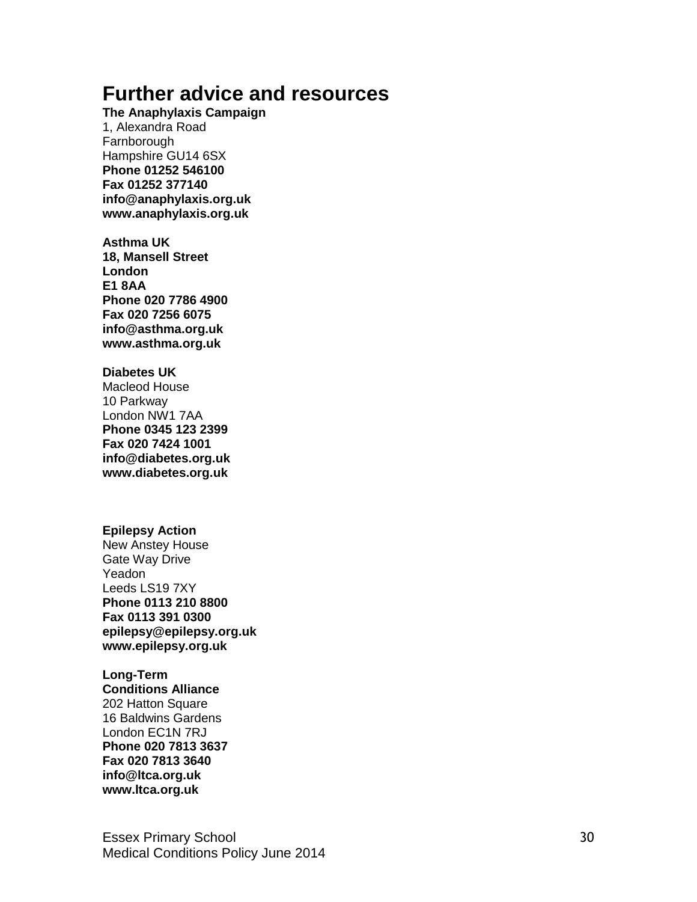# Further advice and resources

**The Anaphylaxis Campaign**
1, Alexandra Road
Farnborough
Hampshire GU14 6SX
**Phone 01252 546100**
**Fax 01252 377140**
**info@anaphylaxis.org.uk**
**www.anaphylaxis.org.uk**

**Asthma UK**
**18, Mansell Street**
**London**
**E1 8AA**
**Phone 020 7786 4900**
**Fax 020 7256 6075**
**info@asthma.org.uk**
**www.asthma.org.uk**

**Diabetes UK**
Macleod House
10 Parkway
London NW1 7AA
**Phone 0345 123 2399**
**Fax 020 7424 1001**
**info@diabetes.org.uk**
**www.diabetes.org.uk**

**Epilepsy Action**
New Anstey House
Gate Way Drive
Yeadon
Leeds LS19 7XY
**Phone 0113 210 8800**
**Fax 0113 391 0300**
**epilepsy@epilepsy.org.uk**
**www.epilepsy.org.uk**

**Long-Term Conditions Alliance**
202 Hatton Square
16 Baldwins Gardens
London EC1N 7RJ
**Phone 020 7813 3637**
**Fax 020 7813 3640**
**info@ltca.org.uk**
**www.ltca.org.uk**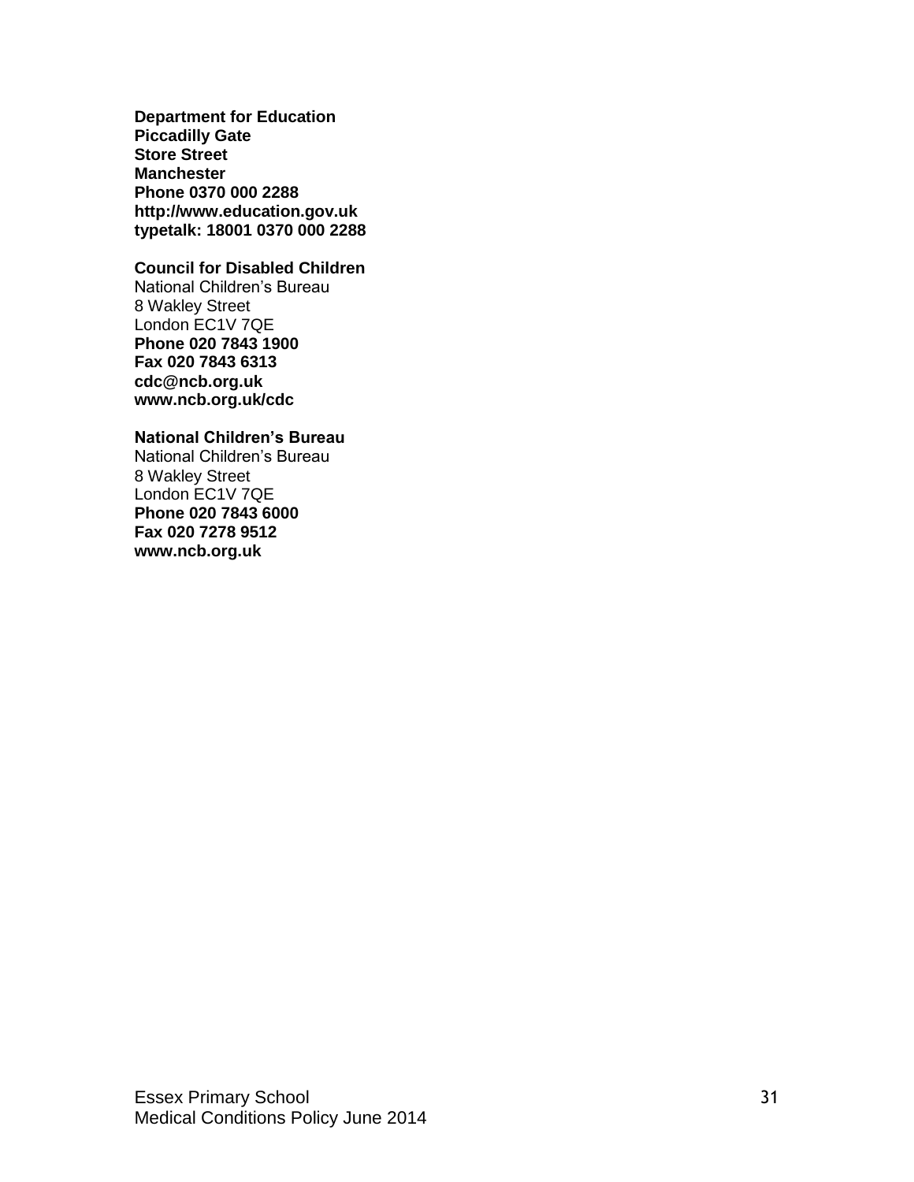**Department for Education**
**Piccadilly Gate**
**Store Street**
**Manchester**
**Phone 0370 000 2288**
**http://www.education.gov.uk**
**typetalk: 18001 0370 000 2288**

**Council for Disabled Children**
National Children's Bureau
8 Wakley Street
London EC1V 7QE
**Phone 020 7843 1900**
**Fax 020 7843 6313**
**cdc@ncb.org.uk**
**www.ncb.org.uk/cdc**

**National Children's Bureau**
National Children's Bureau
8 Wakley Street
London EC1V 7QE
**Phone 020 7843 6000**
**Fax 020 7278 9512**
**www.ncb.org.uk**